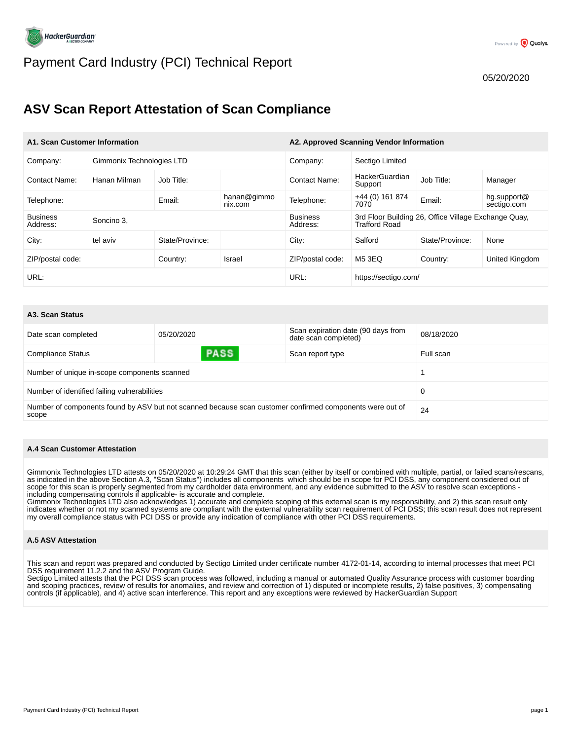# Payment Card Industry (PCI) Technical Report

05/20/2020

## ASV Scan Report Attestation of Scan Compliance

| A1. Scan Customer Information | | | | A2. Approved Scanning Vendor Information | | | |
|---|---|---|---|---|---|---|---|
| Company: | Gimmonix Technologies LTD | | | Company: | Sectigo Limited | | |
| Contact Name: | Hanan Milman | Job Title: | | Contact Name: | HackerGuardian Support | Job Title: | Manager |
| Telephone: | | Email: | hanan@gimmonix.com | Telephone: | +44 (0) 161 874 7070 | Email: | hg.support@sectigo.com |
| Business Address: | Soncino 3, | | | Business Address: | 3rd Floor Building 26, Office Village Exchange Quay, Trafford Road | | |
| City: | tel aviv | State/Province: | | City: | Salford | State/Province: | None |
| ZIP/postal code: | | Country: | Israel | ZIP/postal code: | M5 3EQ | Country: | United Kingdom |
| URL: | | | | URL: | https://sectigo.com/ | | |

| A3. Scan Status | | | |
|---|---|---|---|
| Date scan completed | 05/20/2020 | Scan expiration date (90 days from date scan completed) | 08/18/2020 |
| Compliance Status | PASS | Scan report type | Full scan |
| Number of unique in-scope components scanned | | | 1 |
| Number of identified failing vulnerabilities | | | 0 |
| Number of components found by ASV but not scanned because scan customer confirmed components were out of scope | | | 24 |

### A.4 Scan Customer Attestation

Gimmonix Technologies LTD attests on 05/20/2020 at 10:29:24 GMT that this scan (either by itself or combined with multiple, partial, or failed scans/rescans, as indicated in the above Section A.3, "Scan Status") includes all components which should be in scope for PCI DSS, any component considered out of scope for this scan is properly segmented from my cardholder data environment, and any evidence submitted to the ASV to resolve scan exceptions - including compensating controls if applicable- is accurate and complete.
Gimmonix Technologies LTD also acknowledges 1) accurate and complete scoping of this external scan is my responsibility, and 2) this scan result only indicates whether or not my scanned systems are compliant with the external vulnerability scan requirement of PCI DSS; this scan result does not represent my overall compliance status with PCI DSS or provide any indication of compliance with other PCI DSS requirements.

### A.5 ASV Attestation

This scan and report was prepared and conducted by Sectigo Limited under certificate number 4172-01-14, according to internal processes that meet PCI DSS requirement 11.2.2 and the ASV Program Guide.
Sectigo Limited attests that the PCI DSS scan process was followed, including a manual or automated Quality Assurance process with customer boarding and scoping practices, review of results for anomalies, and review and correction of 1) disputed or incomplete results, 2) false positives, 3) compensating controls (if applicable), and 4) active scan interference. This report and any exceptions were reviewed by HackerGuardian Support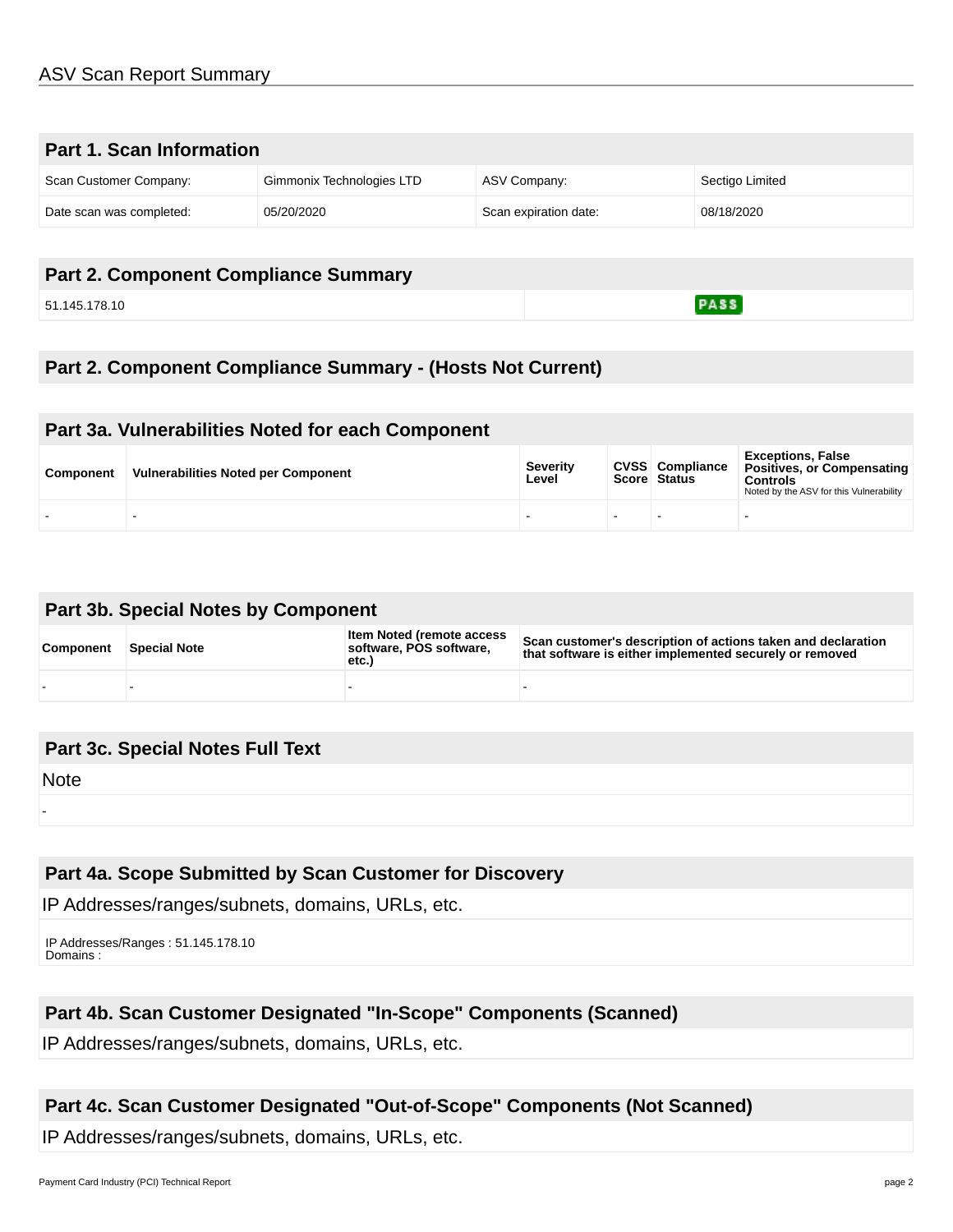# ASV Scan Report Summary

## Part 1. Scan Information

| Scan Customer Company: | Gimmonix Technologies LTD | ASV Company: | Sectigo Limited |
|---|---|---|---|
| Date scan was completed: | 05/20/2020 | Scan expiration date: | 08/18/2020 |

## Part 2. Component Compliance Summary

| | |
|---|---|
| 51.145.178.10 | PASS |

## Part 2. Component Compliance Summary - (Hosts Not Current)

## Part 3a. Vulnerabilities Noted for each Component

| Component | Vulnerabilities Noted per Component | Severity Level | CVSS Score | Compliance Status | Exceptions, False Positives, or Compensating Controls Noted by the ASV for this Vulnerability |
|---|---|---|---|---|---|
| - | - | - | - | - | - |

## Part 3b. Special Notes by Component

| Component | Special Note | Item Noted (remote access software, POS software, etc.) | Scan customer's description of actions taken and declaration that software is either implemented securely or removed |
|---|---|---|---|
| - | - | - | - |

## Part 3c. Special Notes Full Text

Note

-

## Part 4a. Scope Submitted by Scan Customer for Discovery

IP Addresses/ranges/subnets, domains, URLs, etc.

IP Addresses/Ranges : 51.145.178.10
Domains :

## Part 4b. Scan Customer Designated "In-Scope" Components (Scanned)

IP Addresses/ranges/subnets, domains, URLs, etc.

## Part 4c. Scan Customer Designated "Out-of-Scope" Components (Not Scanned)

IP Addresses/ranges/subnets, domains, URLs, etc.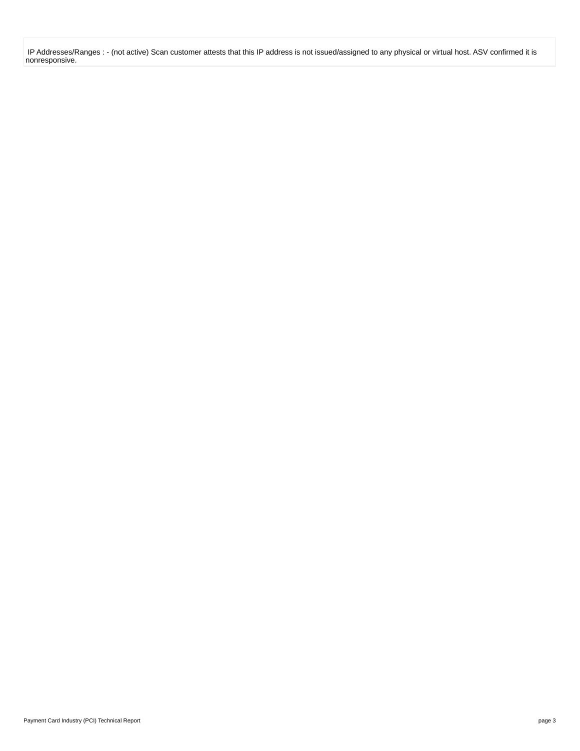IP Addresses/Ranges : - (not active) Scan customer attests that this IP address is not issued/assigned to any physical or virtual host. ASV confirmed it is nonresponsive.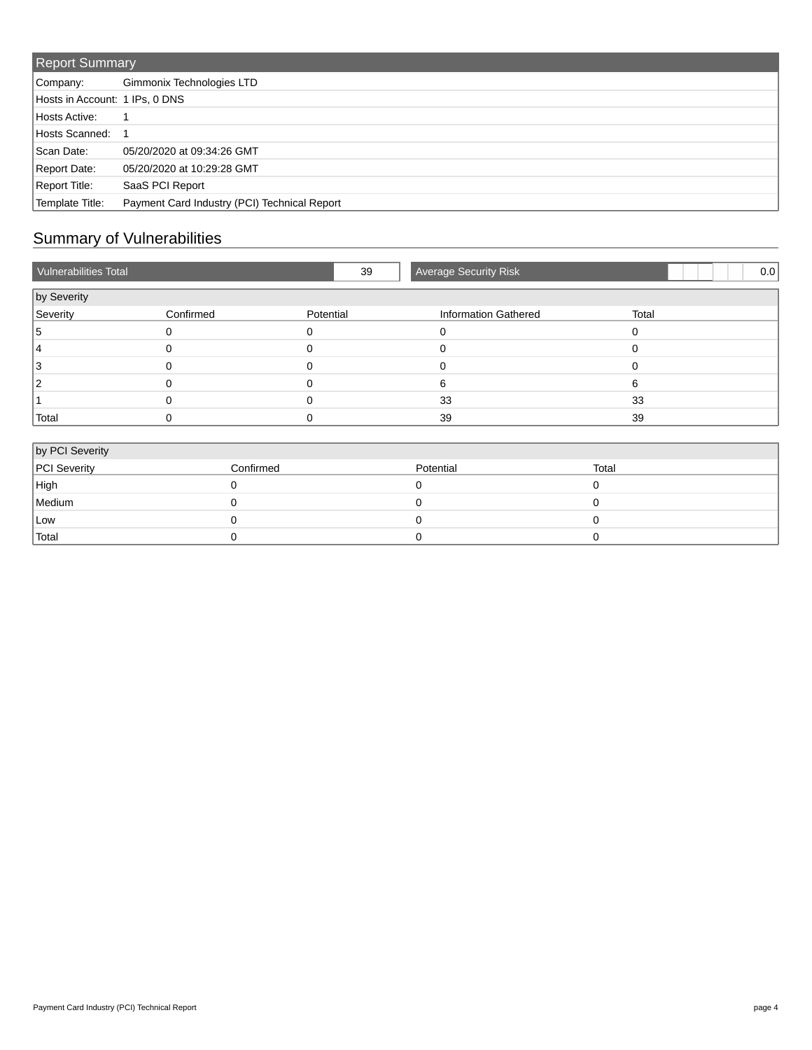## Report Summary

| | |
|---|---|
| Company: | Gimmonix Technologies LTD |
| Hosts in Account: | 1 IPs, 0 DNS |
| Hosts Active: | 1 |
| Hosts Scanned: | 1 |
| Scan Date: | 05/20/2020 at 09:34:26 GMT |
| Report Date: | 05/20/2020 at 10:29:28 GMT |
| Report Title: | SaaS PCI Report |
| Template Title: | Payment Card Industry (PCI) Technical Report |

## Summary of Vulnerabilities

| Vulnerabilities Total | 39 | Average Security Risk | 0.0 |
|---|---|---|---|

**by Severity**

| Severity | Confirmed | Potential | Information Gathered | Total |
|---|---|---|---|---|
| 5 | 0 | 0 | 0 | 0 |
| 4 | 0 | 0 | 0 | 0 |
| 3 | 0 | 0 | 0 | 0 |
| 2 | 0 | 0 | 6 | 6 |
| 1 | 0 | 0 | 33 | 33 |
| Total | 0 | 0 | 39 | 39 |

**by PCI Severity**

| PCI Severity | Confirmed | Potential | Total |
|---|---|---|---|
| High | 0 | 0 | 0 |
| Medium | 0 | 0 | 0 |
| Low | 0 | 0 | 0 |
| Total | 0 | 0 | 0 |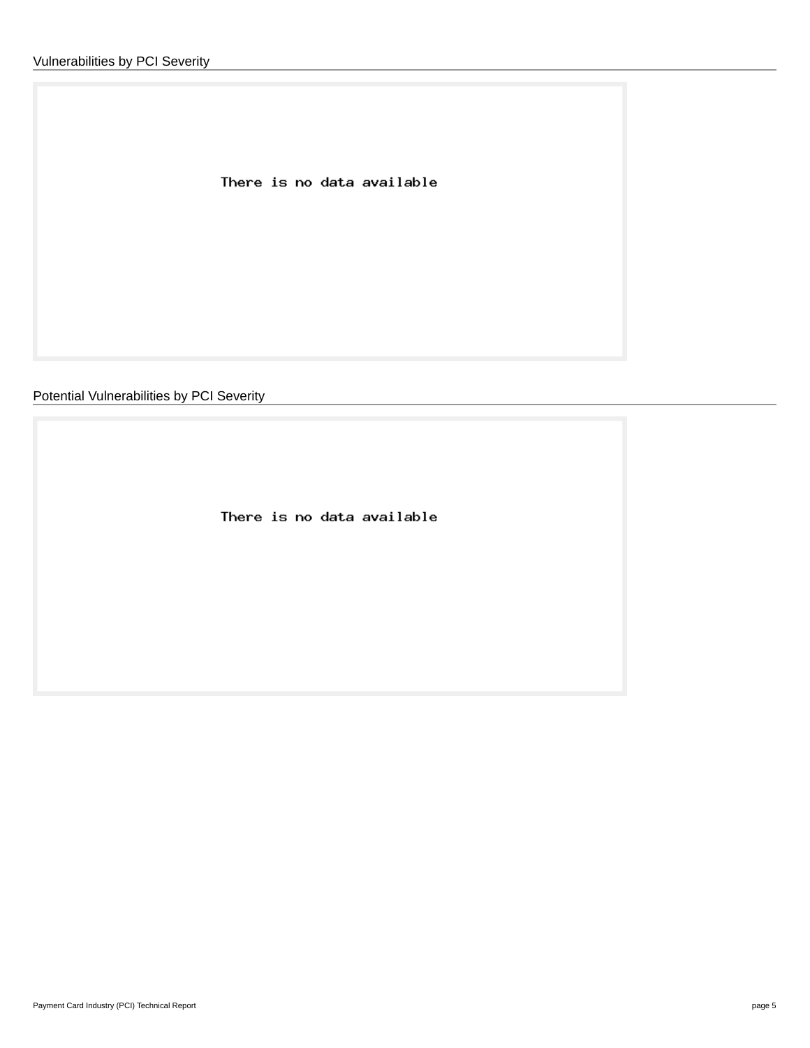## Vulnerabilities by PCI Severity

There is no data available

## Potential Vulnerabilities by PCI Severity

There is no data available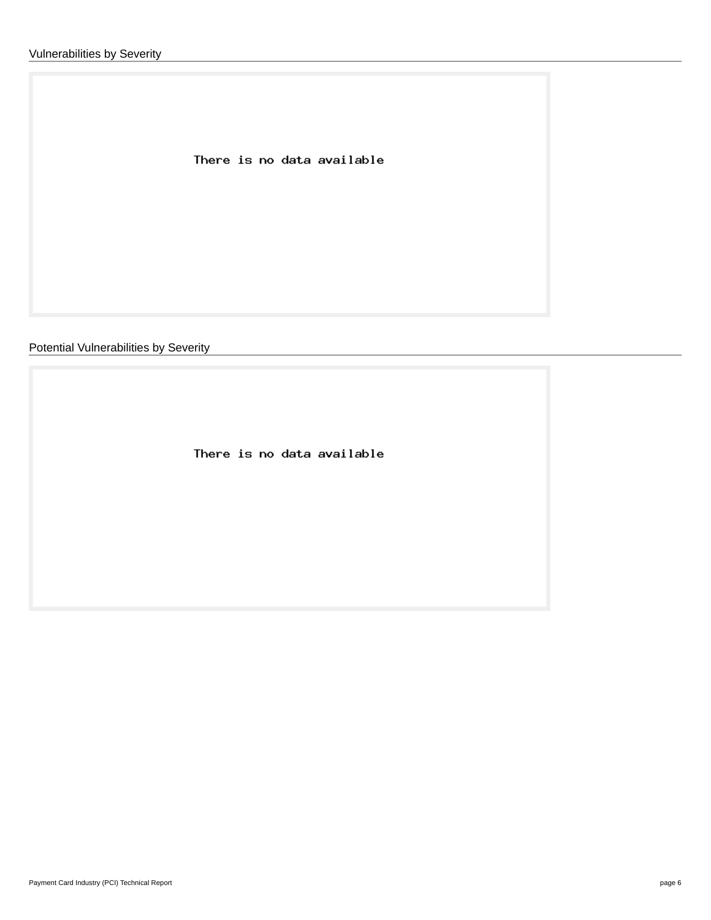## Vulnerabilities by Severity

There is no data available

## Potential Vulnerabilities by Severity

There is no data available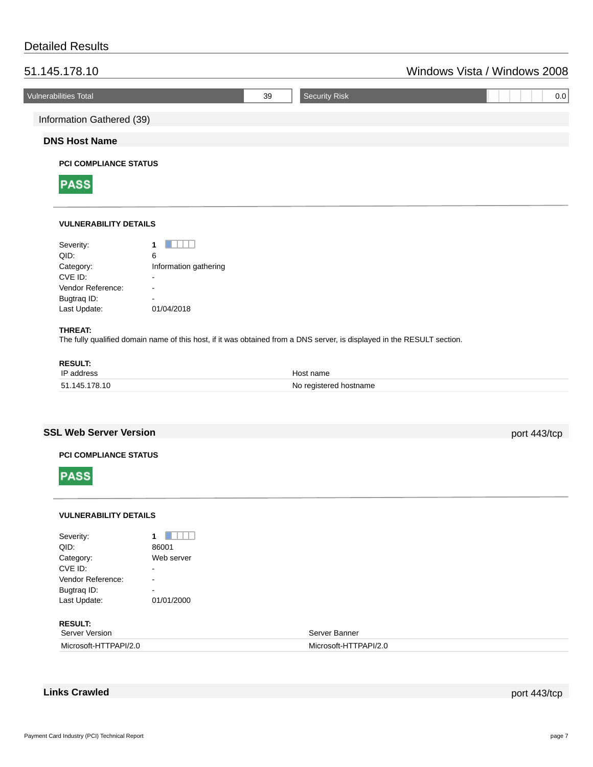## Detailed Results

### 51.145.178.10 — Windows Vista / Windows 2008

| Vulnerabilities Total | 39 | Security Risk | 0.0 |
|---|---|---|---|

#### Information Gathered (39)

##### DNS Host Name

**PCI COMPLIANCE STATUS**

**PASS**

**VULNERABILITY DETAILS**

| | |
|---|---|
| Severity: | **1** |
| QID: | 6 |
| Category: | Information gathering |
| CVE ID: | - |
| Vendor Reference: | - |
| Bugtraq ID: | - |
| Last Update: | 01/04/2018 |

**THREAT:**
The fully qualified domain name of this host, if it was obtained from a DNS server, is displayed in the RESULT section.

**RESULT:**

| IP address | Host name |
|---|---|
| 51.145.178.10 | No registered hostname |

##### SSL Web Server Version — port 443/tcp

**PCI COMPLIANCE STATUS**

**PASS**

**VULNERABILITY DETAILS**

| | |
|---|---|
| Severity: | **1** |
| QID: | 86001 |
| Category: | Web server |
| CVE ID: | - |
| Vendor Reference: | - |
| Bugtraq ID: | - |
| Last Update: | 01/01/2000 |

**RESULT:**

| Server Version | Server Banner |
|---|---|
| Microsoft-HTTPAPI/2.0 | Microsoft-HTTPAPI/2.0 |

##### Links Crawled — port 443/tcp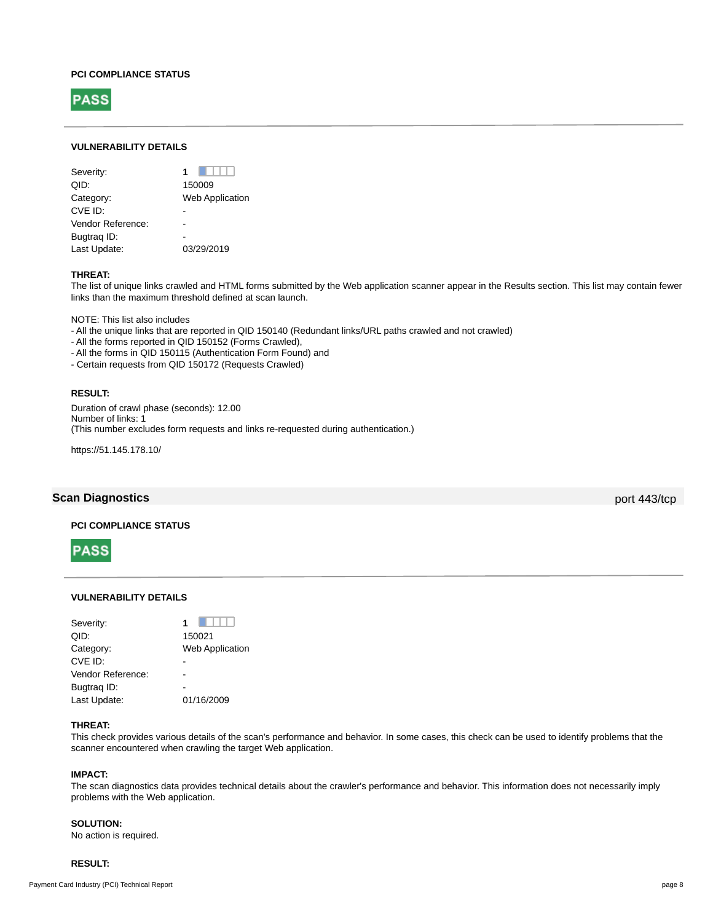#### PCI COMPLIANCE STATUS

**PASS**

#### VULNERABILITY DETAILS

| | |
|---|---|
| Severity: | **1** |
| QID: | 150009 |
| Category: | Web Application |
| CVE ID: | - |
| Vendor Reference: | - |
| Bugtraq ID: | - |
| Last Update: | 03/29/2019 |

**THREAT:**

The list of unique links crawled and HTML forms submitted by the Web application scanner appear in the Results section. This list may contain fewer links than the maximum threshold defined at scan launch.

NOTE: This list also includes
- All the unique links that are reported in QID 150140 (Redundant links/URL paths crawled and not crawled)
- All the forms reported in QID 150152 (Forms Crawled),
- All the forms in QID 150115 (Authentication Form Found) and
- Certain requests from QID 150172 (Requests Crawled)

**RESULT:**

Duration of crawl phase (seconds): 12.00
Number of links: 1
(This number excludes form requests and links re-requested during authentication.)

https://51.145.178.10/

### Scan Diagnostics

port 443/tcp

#### PCI COMPLIANCE STATUS

**PASS**

#### VULNERABILITY DETAILS

| | |
|---|---|
| Severity: | **1** |
| QID: | 150021 |
| Category: | Web Application |
| CVE ID: | - |
| Vendor Reference: | - |
| Bugtraq ID: | - |
| Last Update: | 01/16/2009 |

**THREAT:**

This check provides various details of the scan's performance and behavior. In some cases, this check can be used to identify problems that the scanner encountered when crawling the target Web application.

**IMPACT:**

The scan diagnostics data provides technical details about the crawler's performance and behavior. This information does not necessarily imply problems with the Web application.

**SOLUTION:**

No action is required.

**RESULT:**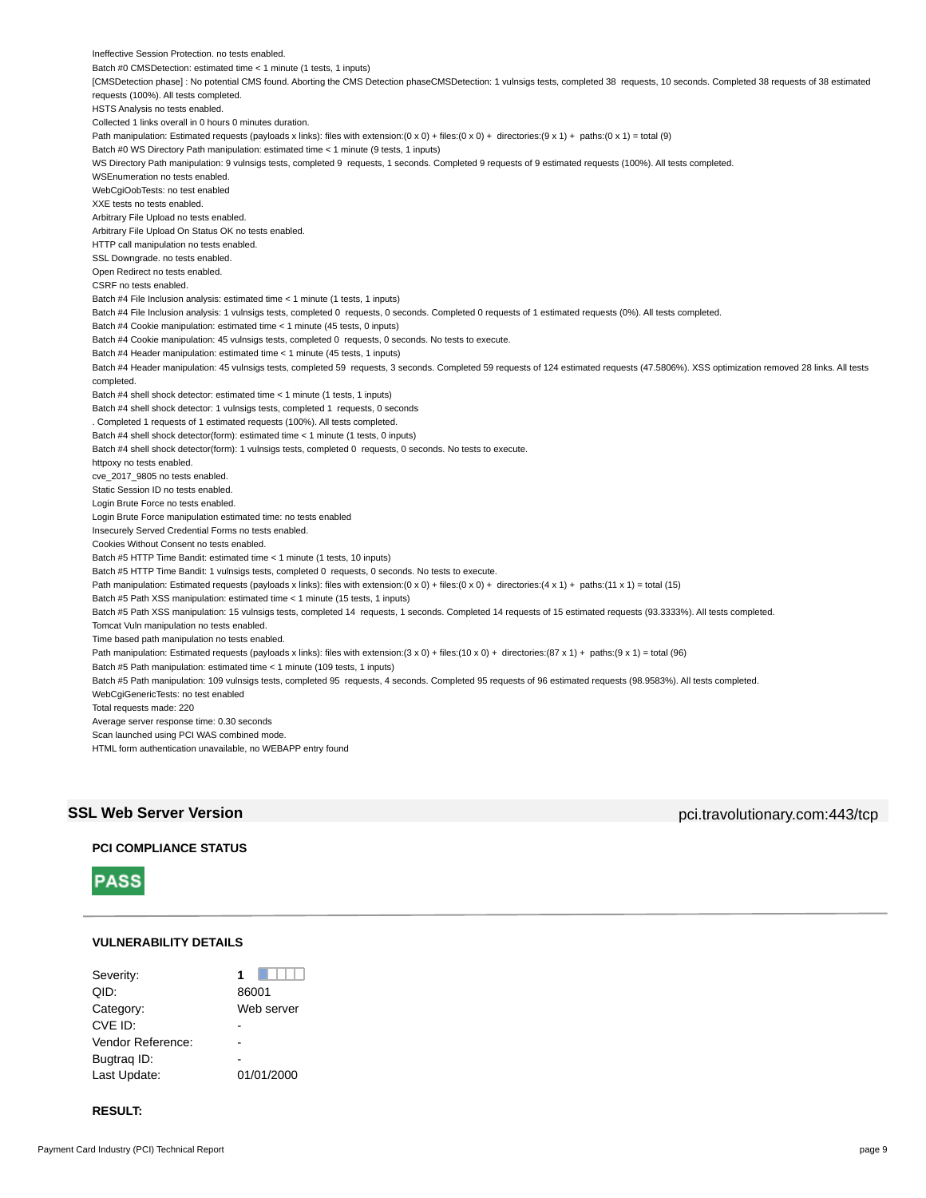Ineffective Session Protection. no tests enabled.

Batch #0 CMSDetection: estimated time < 1 minute (1 tests, 1 inputs)

[CMSDetection phase] : No potential CMS found. Aborting the CMS Detection phaseCMSDetection: 1 vulnsigs tests, completed 38 requests, 10 seconds. Completed 38 requests of 38 estimated requests (100%). All tests completed.

HSTS Analysis no tests enabled.

Collected 1 links overall in 0 hours 0 minutes duration.

Path manipulation: Estimated requests (payloads x links): files with extension:(0 x 0) + files:(0 x 0) + directories:(9 x 1) + paths:(0 x 1) = total (9)

Batch #0 WS Directory Path manipulation: estimated time < 1 minute (9 tests, 1 inputs)

WS Directory Path manipulation: 9 vulnsigs tests, completed 9 requests, 1 seconds. Completed 9 requests of 9 estimated requests (100%). All tests completed.

WSEnumeration no tests enabled.

WebCgiOobTests: no test enabled

XXE tests no tests enabled.

Arbitrary File Upload no tests enabled.

Arbitrary File Upload On Status OK no tests enabled.

HTTP call manipulation no tests enabled.

SSL Downgrade. no tests enabled.

Open Redirect no tests enabled.

CSRF no tests enabled.

Batch #4 File Inclusion analysis: estimated time < 1 minute (1 tests, 1 inputs)

Batch #4 File Inclusion analysis: 1 vulnsigs tests, completed 0 requests, 0 seconds. Completed 0 requests of 1 estimated requests (0%). All tests completed.

Batch #4 Cookie manipulation: estimated time < 1 minute (45 tests, 0 inputs)

Batch #4 Cookie manipulation: 45 vulnsigs tests, completed 0 requests, 0 seconds. No tests to execute.

Batch #4 Header manipulation: estimated time < 1 minute (45 tests, 1 inputs)

Batch #4 Header manipulation: 45 vulnsigs tests, completed 59 requests, 3 seconds. Completed 59 requests of 124 estimated requests (47.5806%). XSS optimization removed 28 links. All tests completed.

Batch #4 shell shock detector: estimated time < 1 minute (1 tests, 1 inputs)

Batch #4 shell shock detector: 1 vulnsigs tests, completed 1 requests, 0 seconds

. Completed 1 requests of 1 estimated requests (100%). All tests completed.

Batch #4 shell shock detector(form): estimated time < 1 minute (1 tests, 0 inputs)

Batch #4 shell shock detector(form): 1 vulnsigs tests, completed 0 requests, 0 seconds. No tests to execute.

httpoxy no tests enabled.

cve_2017_9805 no tests enabled.

Static Session ID no tests enabled.

Login Brute Force no tests enabled.

Login Brute Force manipulation estimated time: no tests enabled

Insecurely Served Credential Forms no tests enabled.

Cookies Without Consent no tests enabled.

Batch #5 HTTP Time Bandit: estimated time < 1 minute (1 tests, 10 inputs)

Batch #5 HTTP Time Bandit: 1 vulnsigs tests, completed 0 requests, 0 seconds. No tests to execute.

Path manipulation: Estimated requests (payloads x links): files with extension:(0 x 0) + files:(0 x 0) + directories:(4 x 1) + paths:(11 x 1) = total (15)

Batch #5 Path XSS manipulation: estimated time < 1 minute (15 tests, 1 inputs)

Batch #5 Path XSS manipulation: 15 vulnsigs tests, completed 14 requests, 1 seconds. Completed 14 requests of 15 estimated requests (93.3333%). All tests completed.

Tomcat Vuln manipulation no tests enabled.

Time based path manipulation no tests enabled.

Path manipulation: Estimated requests (payloads x links): files with extension:(3 x 0) + files:(10 x 0) + directories:(87 x 1) + paths:(9 x 1) = total (96)

Batch #5 Path manipulation: estimated time < 1 minute (109 tests, 1 inputs)

Batch #5 Path manipulation: 109 vulnsigs tests, completed 95 requests, 4 seconds. Completed 95 requests of 96 estimated requests (98.9583%). All tests completed.

WebCgiGenericTests: no test enabled

Total requests made: 220

Average server response time: 0.30 seconds

Scan launched using PCI WAS combined mode.

HTML form authentication unavailable, no WEBAPP entry found

## SSL Web Server Version

pci.travolutionary.com:443/tcp

### PCI COMPLIANCE STATUS

**PASS**

---

### VULNERABILITY DETAILS

| | |
|---|---|
| Severity: | 1 |
| QID: | 86001 |
| Category: | Web server |
| CVE ID: | - |
| Vendor Reference: | - |
| Bugtraq ID: | - |
| Last Update: | 01/01/2000 |

### RESULT: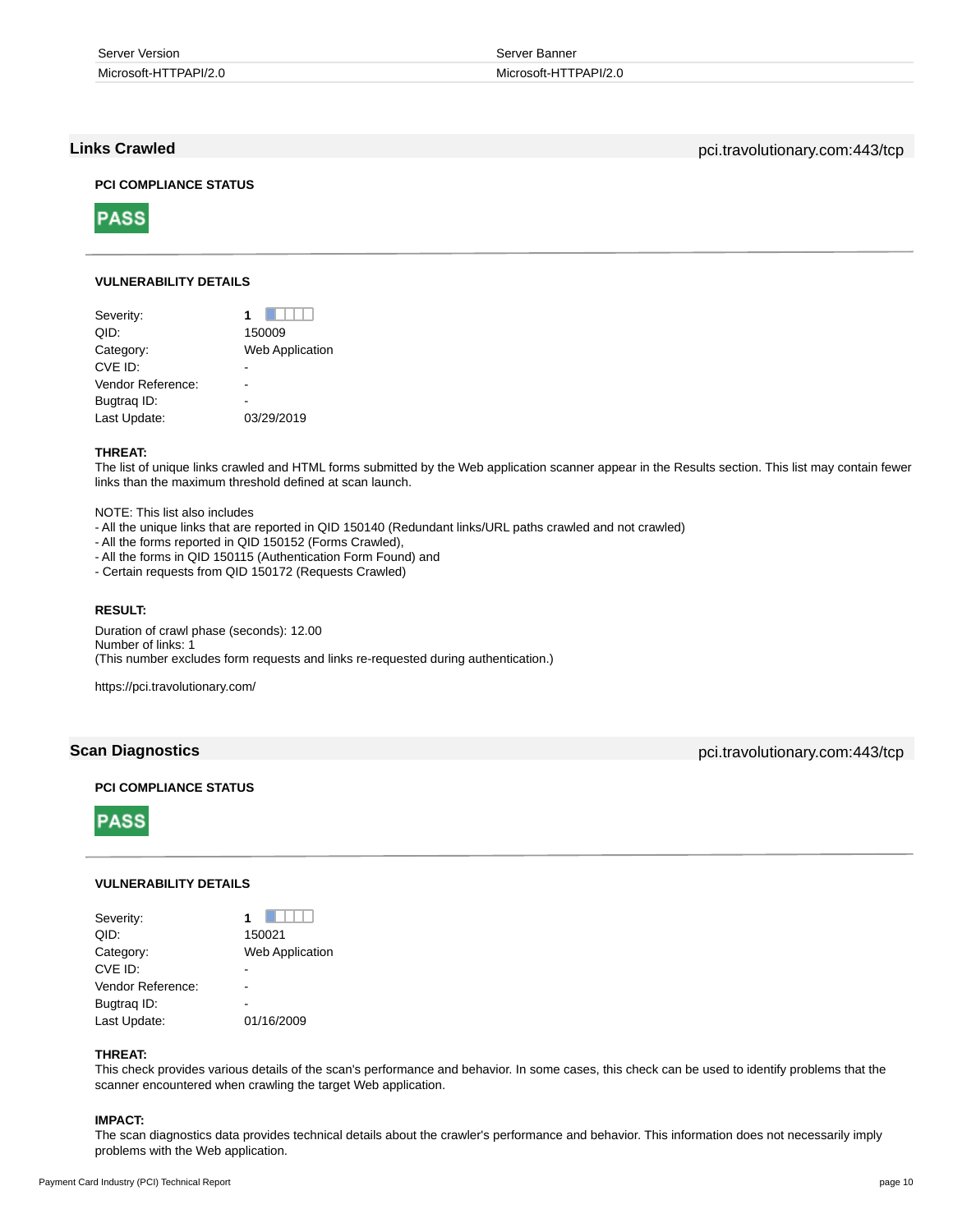| Server Version | Server Banner |
|---|---|
| Microsoft-HTTPAPI/2.0 | Microsoft-HTTPAPI/2.0 |

## Links Crawled

pci.travolutionary.com:443/tcp

**PCI COMPLIANCE STATUS**

**PASS**

**VULNERABILITY DETAILS**

| | |
|---|---|
| Severity: | **1** |
| QID: | 150009 |
| Category: | Web Application |
| CVE ID: | - |
| Vendor Reference: | - |
| Bugtraq ID: | - |
| Last Update: | 03/29/2019 |

**THREAT:**

The list of unique links crawled and HTML forms submitted by the Web application scanner appear in the Results section. This list may contain fewer links than the maximum threshold defined at scan launch.

NOTE: This list also includes
- All the unique links that are reported in QID 150140 (Redundant links/URL paths crawled and not crawled)
- All the forms reported in QID 150152 (Forms Crawled),
- All the forms in QID 150115 (Authentication Form Found) and
- Certain requests from QID 150172 (Requests Crawled)

**RESULT:**

Duration of crawl phase (seconds): 12.00
Number of links: 1
(This number excludes form requests and links re-requested during authentication.)

https://pci.travolutionary.com/

## Scan Diagnostics

pci.travolutionary.com:443/tcp

**PCI COMPLIANCE STATUS**

**PASS**

**VULNERABILITY DETAILS**

| | |
|---|---|
| Severity: | **1** |
| QID: | 150021 |
| Category: | Web Application |
| CVE ID: | - |
| Vendor Reference: | - |
| Bugtraq ID: | - |
| Last Update: | 01/16/2009 |

**THREAT:**

This check provides various details of the scan's performance and behavior. In some cases, this check can be used to identify problems that the scanner encountered when crawling the target Web application.

**IMPACT:**

The scan diagnostics data provides technical details about the crawler's performance and behavior. This information does not necessarily imply problems with the Web application.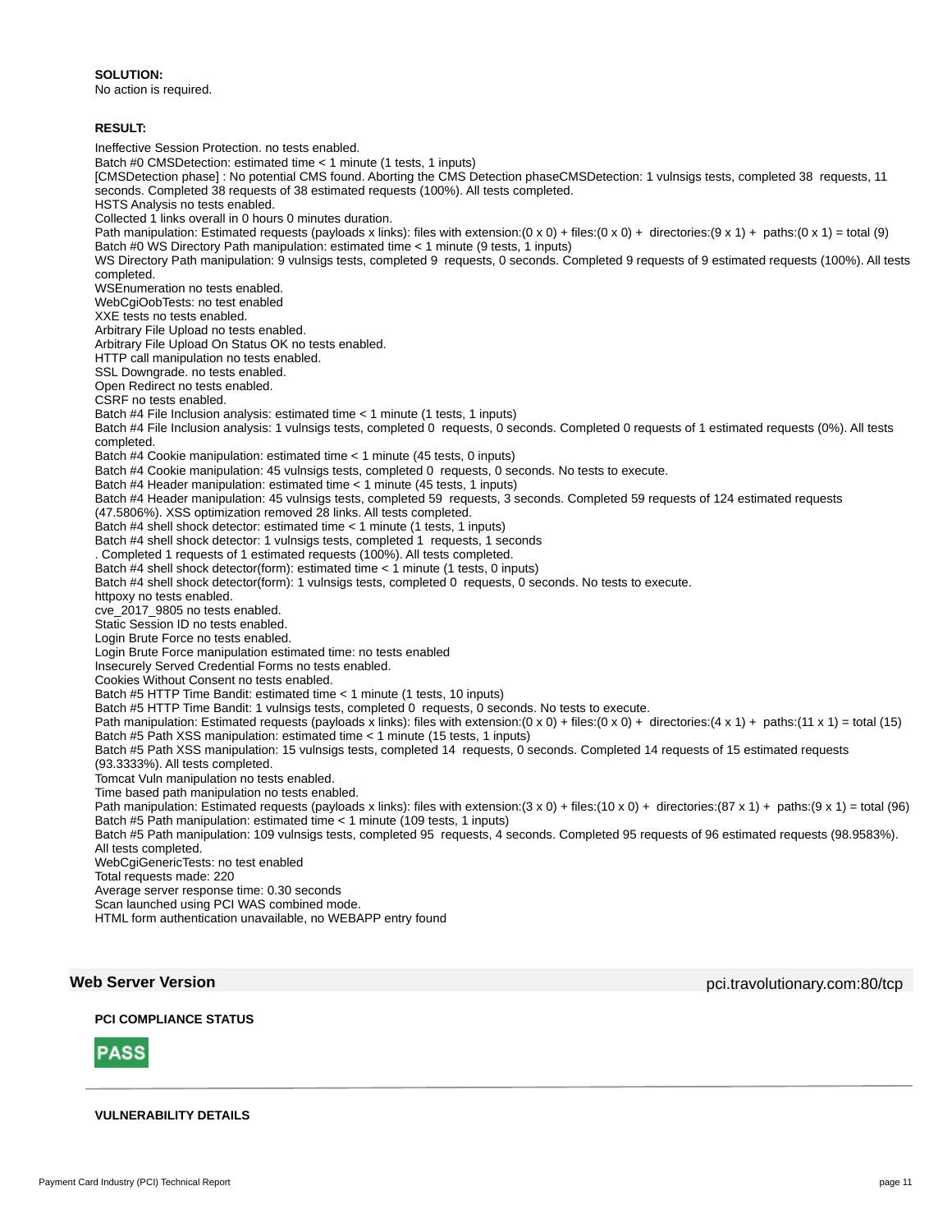**SOLUTION:**
No action is required.

**RESULT:**

Ineffective Session Protection. no tests enabled.
Batch #0 CMSDetection: estimated time < 1 minute (1 tests, 1 inputs)
[CMSDetection phase] : No potential CMS found. Aborting the CMS Detection phaseCMSDetection: 1 vulnsigs tests, completed 38 requests, 11 seconds. Completed 38 requests of 38 estimated requests (100%). All tests completed.
HSTS Analysis no tests enabled.
Collected 1 links overall in 0 hours 0 minutes duration.
Path manipulation: Estimated requests (payloads x links): files with extension:(0 x 0) + files:(0 x 0) + directories:(9 x 1) + paths:(0 x 1) = total (9)
Batch #0 WS Directory Path manipulation: estimated time < 1 minute (9 tests, 1 inputs)
WS Directory Path manipulation: 9 vulnsigs tests, completed 9 requests, 0 seconds. Completed 9 requests of 9 estimated requests (100%). All tests completed.
WSEnumeration no tests enabled.
WebCgiOobTests: no test enabled
XXE tests no tests enabled.
Arbitrary File Upload no tests enabled.
Arbitrary File Upload On Status OK no tests enabled.
HTTP call manipulation no tests enabled.
SSL Downgrade. no tests enabled.
Open Redirect no tests enabled.
CSRF no tests enabled.
Batch #4 File Inclusion analysis: estimated time < 1 minute (1 tests, 1 inputs)
Batch #4 File Inclusion analysis: 1 vulnsigs tests, completed 0 requests, 0 seconds. Completed 0 requests of 1 estimated requests (0%). All tests completed.
Batch #4 Cookie manipulation: estimated time < 1 minute (45 tests, 0 inputs)
Batch #4 Cookie manipulation: 45 vulnsigs tests, completed 0 requests, 0 seconds. No tests to execute.
Batch #4 Header manipulation: estimated time < 1 minute (45 tests, 1 inputs)
Batch #4 Header manipulation: 45 vulnsigs tests, completed 59 requests, 3 seconds. Completed 59 requests of 124 estimated requests (47.5806%). XSS optimization removed 28 links. All tests completed.
Batch #4 shell shock detector: estimated time < 1 minute (1 tests, 1 inputs)
Batch #4 shell shock detector: 1 vulnsigs tests, completed 1 requests, 1 seconds
. Completed 1 requests of 1 estimated requests (100%). All tests completed.
Batch #4 shell shock detector(form): estimated time < 1 minute (1 tests, 0 inputs)
Batch #4 shell shock detector(form): 1 vulnsigs tests, completed 0 requests, 0 seconds. No tests to execute.
httpoxy no tests enabled.
cve_2017_9805 no tests enabled.
Static Session ID no tests enabled.
Login Brute Force no tests enabled.
Login Brute Force manipulation estimated time: no tests enabled
Insecurely Served Credential Forms no tests enabled.
Cookies Without Consent no tests enabled.
Batch #5 HTTP Time Bandit: estimated time < 1 minute (1 tests, 10 inputs)
Batch #5 HTTP Time Bandit: 1 vulnsigs tests, completed 0 requests, 0 seconds. No tests to execute.
Path manipulation: Estimated requests (payloads x links): files with extension:(0 x 0) + files:(0 x 0) + directories:(4 x 1) + paths:(11 x 1) = total (15)
Batch #5 Path XSS manipulation: estimated time < 1 minute (15 tests, 1 inputs)
Batch #5 Path XSS manipulation: 15 vulnsigs tests, completed 14 requests, 0 seconds. Completed 14 requests of 15 estimated requests (93.3333%). All tests completed.
Tomcat Vuln manipulation no tests enabled.
Time based path manipulation no tests enabled.
Path manipulation: Estimated requests (payloads x links): files with extension:(3 x 0) + files:(10 x 0) + directories:(87 x 1) + paths:(9 x 1) = total (96)
Batch #5 Path manipulation: estimated time < 1 minute (109 tests, 1 inputs)
Batch #5 Path manipulation: 109 vulnsigs tests, completed 95 requests, 4 seconds. Completed 95 requests of 96 estimated requests (98.9583%). All tests completed.
WebCgiGenericTests: no test enabled
Total requests made: 220
Average server response time: 0.30 seconds
Scan launched using PCI WAS combined mode.
HTML form authentication unavailable, no WEBAPP entry found

## Web Server Version

pci.travolutionary.com:80/tcp

**PCI COMPLIANCE STATUS**

**PASS**

**VULNERABILITY DETAILS**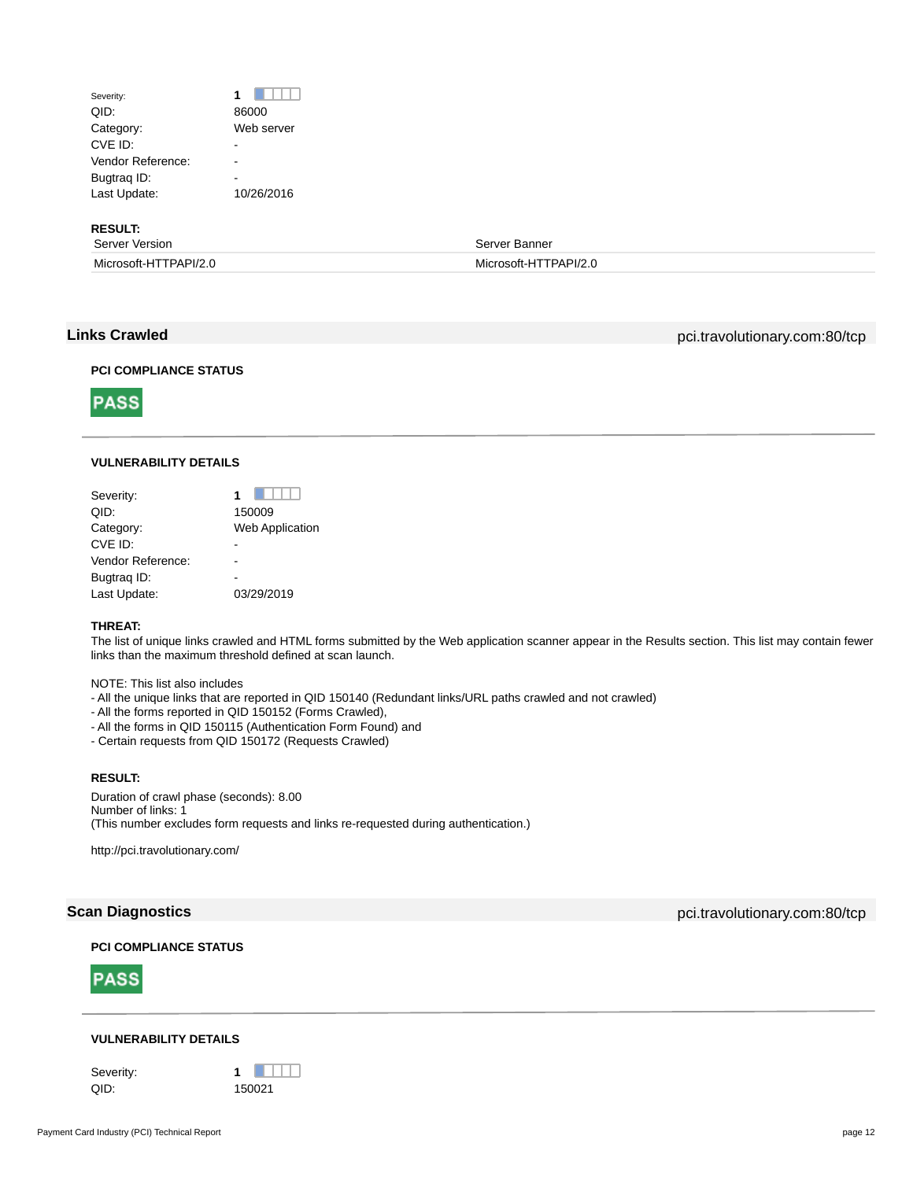| | |
|---|---|
| Severity: | **1** |
| QID: | 86000 |
| Category: | Web server |
| CVE ID: | - |
| Vendor Reference: | - |
| Bugtraq ID: | - |
| Last Update: | 10/26/2016 |

**RESULT:**

| Server Version | Server Banner |
|---|---|
| Microsoft-HTTPAPI/2.0 | Microsoft-HTTPAPI/2.0 |

## Links Crawled

pci.travolutionary.com:80/tcp

**PCI COMPLIANCE STATUS**

**PASS**

**VULNERABILITY DETAILS**

| | |
|---|---|
| Severity: | **1** |
| QID: | 150009 |
| Category: | Web Application |
| CVE ID: | - |
| Vendor Reference: | - |
| Bugtraq ID: | - |
| Last Update: | 03/29/2019 |

**THREAT:**

The list of unique links crawled and HTML forms submitted by the Web application scanner appear in the Results section. This list may contain fewer links than the maximum threshold defined at scan launch.

NOTE: This list also includes
- All the unique links that are reported in QID 150140 (Redundant links/URL paths crawled and not crawled)
- All the forms reported in QID 150152 (Forms Crawled),
- All the forms in QID 150115 (Authentication Form Found) and
- Certain requests from QID 150172 (Requests Crawled)

**RESULT:**

Duration of crawl phase (seconds): 8.00
Number of links: 1
(This number excludes form requests and links re-requested during authentication.)

http://pci.travolutionary.com/

## Scan Diagnostics

pci.travolutionary.com:80/tcp

**PCI COMPLIANCE STATUS**

**PASS**

**VULNERABILITY DETAILS**

| | |
|---|---|
| Severity: | **1** |
| QID: | 150021 |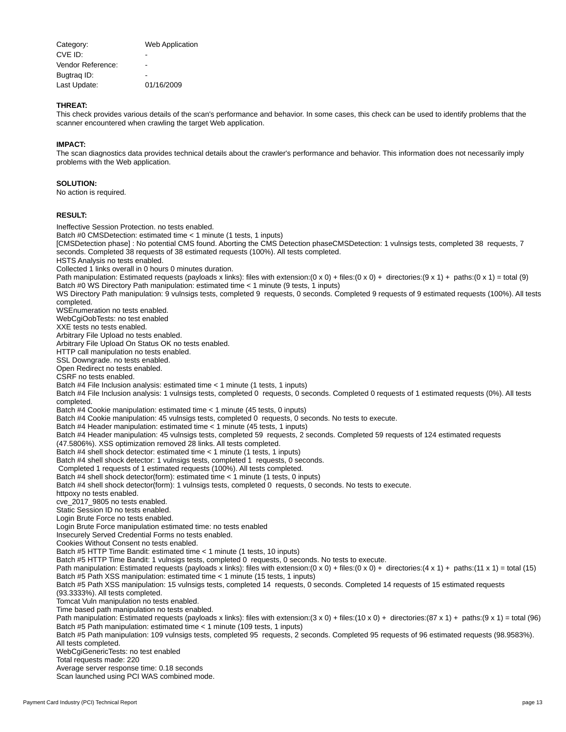| | |
|---|---|
| Category: | Web Application |
| CVE ID: | - |
| Vendor Reference: | - |
| Bugtraq ID: | - |
| Last Update: | 01/16/2009 |

**THREAT:**
This check provides various details of the scan's performance and behavior. In some cases, this check can be used to identify problems that the scanner encountered when crawling the target Web application.

**IMPACT:**
The scan diagnostics data provides technical details about the crawler's performance and behavior. This information does not necessarily imply problems with the Web application.

**SOLUTION:**
No action is required.

**RESULT:**

Ineffective Session Protection. no tests enabled.
Batch #0 CMSDetection: estimated time < 1 minute (1 tests, 1 inputs)
[CMSDetection phase] : No potential CMS found. Aborting the CMS Detection phaseCMSDetection: 1 vulnsigs tests, completed 38 requests, 7 seconds. Completed 38 requests of 38 estimated requests (100%). All tests completed.
HSTS Analysis no tests enabled.
Collected 1 links overall in 0 hours 0 minutes duration.
Path manipulation: Estimated requests (payloads x links): files with extension:(0 x 0) + files:(0 x 0) + directories:(9 x 1) + paths:(0 x 1) = total (9)
Batch #0 WS Directory Path manipulation: estimated time < 1 minute (9 tests, 1 inputs)
WS Directory Path manipulation: 9 vulnsigs tests, completed 9 requests, 0 seconds. Completed 9 requests of 9 estimated requests (100%). All tests completed.
WSEnumeration no tests enabled.
WebCgiOobTests: no test enabled
XXE tests no tests enabled.
Arbitrary File Upload no tests enabled.
Arbitrary File Upload On Status OK no tests enabled.
HTTP call manipulation no tests enabled.
SSL Downgrade. no tests enabled.
Open Redirect no tests enabled.
CSRF no tests enabled.
Batch #4 File Inclusion analysis: estimated time < 1 minute (1 tests, 1 inputs)
Batch #4 File Inclusion analysis: 1 vulnsigs tests, completed 0 requests, 0 seconds. Completed 0 requests of 1 estimated requests (0%). All tests completed.
Batch #4 Cookie manipulation: estimated time < 1 minute (45 tests, 0 inputs)
Batch #4 Cookie manipulation: 45 vulnsigs tests, completed 0 requests, 0 seconds. No tests to execute.
Batch #4 Header manipulation: estimated time < 1 minute (45 tests, 1 inputs)
Batch #4 Header manipulation: 45 vulnsigs tests, completed 59 requests, 2 seconds. Completed 59 requests of 124 estimated requests (47.5806%). XSS optimization removed 28 links. All tests completed.
Batch #4 shell shock detector: estimated time < 1 minute (1 tests, 1 inputs)
Batch #4 shell shock detector: 1 vulnsigs tests, completed 1 requests, 0 seconds.
Completed 1 requests of 1 estimated requests (100%). All tests completed.
Batch #4 shell shock detector(form): estimated time < 1 minute (1 tests, 0 inputs)
Batch #4 shell shock detector(form): 1 vulnsigs tests, completed 0 requests, 0 seconds. No tests to execute.
httpoxy no tests enabled.
cve_2017_9805 no tests enabled.
Static Session ID no tests enabled.
Login Brute Force no tests enabled.
Login Brute Force manipulation estimated time: no tests enabled
Insecurely Served Credential Forms no tests enabled.
Cookies Without Consent no tests enabled.
Batch #5 HTTP Time Bandit: estimated time < 1 minute (1 tests, 10 inputs)
Batch #5 HTTP Time Bandit: 1 vulnsigs tests, completed 0 requests, 0 seconds. No tests to execute.
Path manipulation: Estimated requests (payloads x links): files with extension:(0 x 0) + files:(0 x 0) + directories:(4 x 1) + paths:(11 x 1) = total (15)
Batch #5 Path XSS manipulation: estimated time < 1 minute (15 tests, 1 inputs)
Batch #5 Path XSS manipulation: 15 vulnsigs tests, completed 14 requests, 0 seconds. Completed 14 requests of 15 estimated requests (93.3333%). All tests completed.
Tomcat Vuln manipulation no tests enabled.
Time based path manipulation no tests enabled.
Path manipulation: Estimated requests (payloads x links): files with extension:(3 x 0) + files:(10 x 0) + directories:(87 x 1) + paths:(9 x 1) = total (96)
Batch #5 Path manipulation: estimated time < 1 minute (109 tests, 1 inputs)
Batch #5 Path manipulation: 109 vulnsigs tests, completed 95 requests, 2 seconds. Completed 95 requests of 96 estimated requests (98.9583%). All tests completed.
WebCgiGenericTests: no test enabled
Total requests made: 220
Average server response time: 0.18 seconds
Scan launched using PCI WAS combined mode.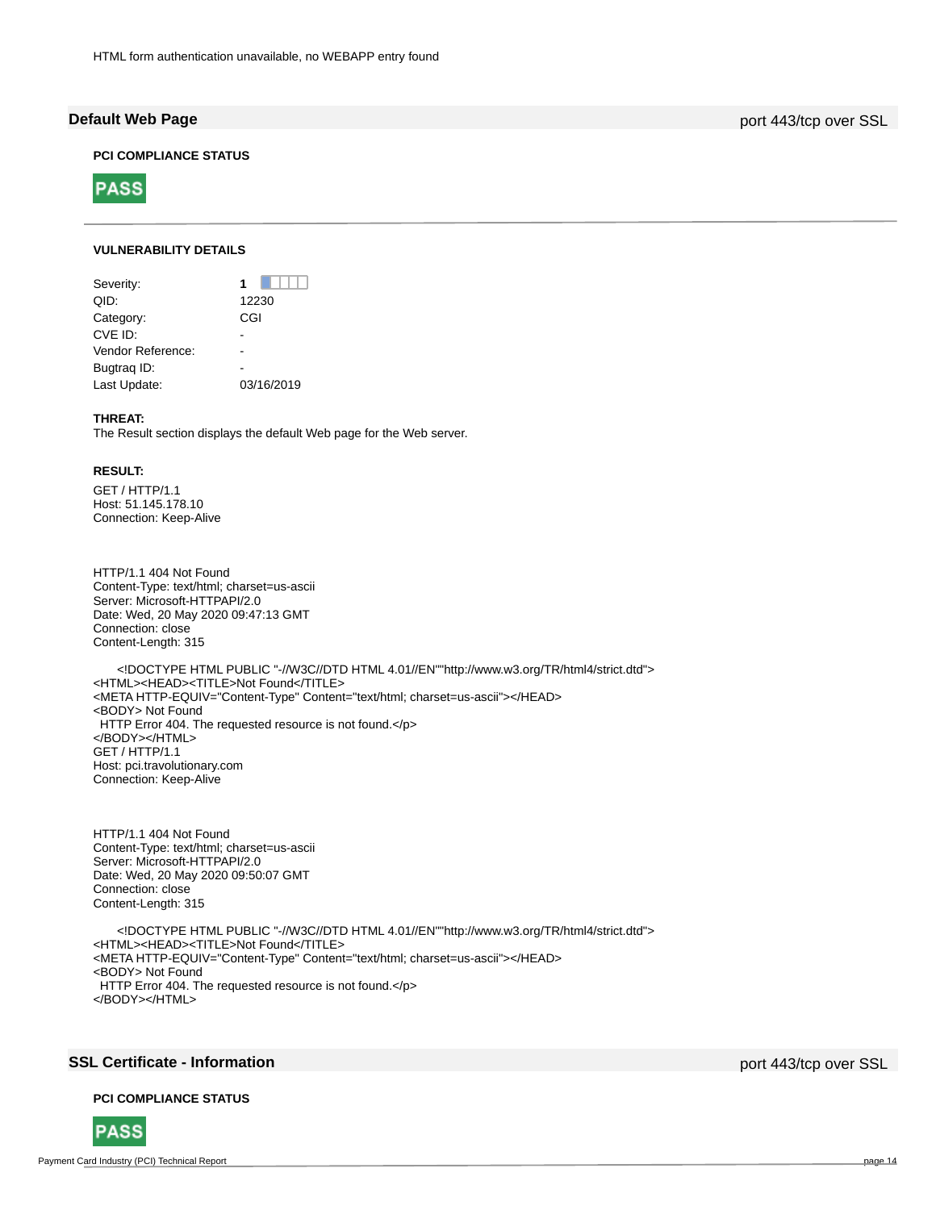HTML form authentication unavailable, no WEBAPP entry found

## Default Web Page

port 443/tcp over SSL

### PCI COMPLIANCE STATUS

**PASS**

### VULNERABILITY DETAILS

| | |
|---|---|
| Severity: | **1** |
| QID: | 12230 |
| Category: | CGI |
| CVE ID: | - |
| Vendor Reference: | - |
| Bugtraq ID: | - |
| Last Update: | 03/16/2019 |

**THREAT:**

The Result section displays the default Web page for the Web server.

**RESULT:**

```
GET / HTTP/1.1
Host: 51.145.178.10
Connection: Keep-Alive


HTTP/1.1 404 Not Found
Content-Type: text/html; charset=us-ascii
Server: Microsoft-HTTPAPI/2.0
Date: Wed, 20 May 2020 09:47:13 GMT
Connection: close
Content-Length: 315

    <!DOCTYPE HTML PUBLIC "-//W3C//DTD HTML 4.01//EN""http://www.w3.org/TR/html4/strict.dtd">
<HTML><HEAD><TITLE>Not Found</TITLE>
<META HTTP-EQUIV="Content-Type" Content="text/html; charset=us-ascii"></HEAD>
<BODY> Not Found
 HTTP Error 404. The requested resource is not found.</p>
</BODY></HTML>
GET / HTTP/1.1
Host: pci.travolutionary.com
Connection: Keep-Alive


HTTP/1.1 404 Not Found
Content-Type: text/html; charset=us-ascii
Server: Microsoft-HTTPAPI/2.0
Date: Wed, 20 May 2020 09:50:07 GMT
Connection: close
Content-Length: 315

    <!DOCTYPE HTML PUBLIC "-//W3C//DTD HTML 4.01//EN""http://www.w3.org/TR/html4/strict.dtd">
<HTML><HEAD><TITLE>Not Found</TITLE>
<META HTTP-EQUIV="Content-Type" Content="text/html; charset=us-ascii"></HEAD>
<BODY> Not Found
 HTTP Error 404. The requested resource is not found.</p>
</BODY></HTML>
```

## SSL Certificate - Information

port 443/tcp over SSL

### PCI COMPLIANCE STATUS

**PASS**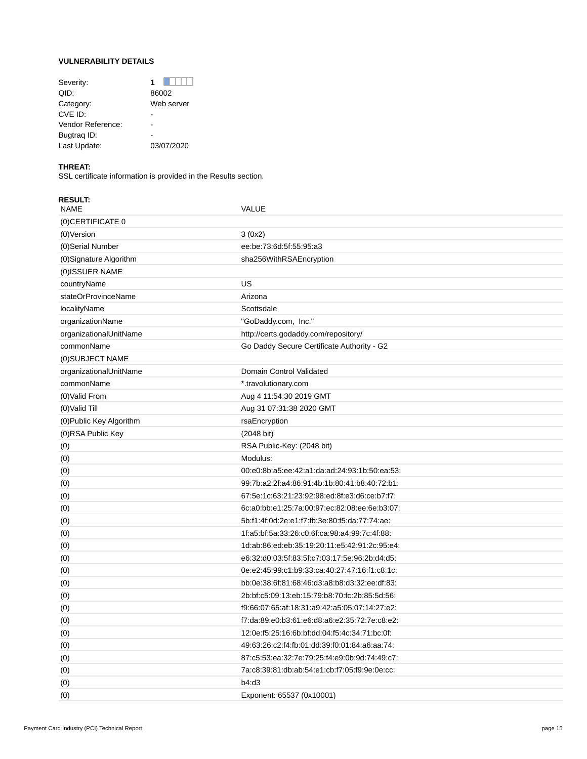**VULNERABILITY DETAILS**

| | |
|---|---|
| Severity: | **1** |
| QID: | 86002 |
| Category: | Web server |
| CVE ID: | - |
| Vendor Reference: | - |
| Bugtraq ID: | - |
| Last Update: | 03/07/2020 |

**THREAT:**
SSL certificate information is provided in the Results section.

**RESULT:**

| NAME | VALUE |
|---|---|
| (0)CERTIFICATE 0 | |
| (0)Version | 3 (0x2) |
| (0)Serial Number | ee:be:73:6d:5f:55:95:a3 |
| (0)Signature Algorithm | sha256WithRSAEncryption |
| (0)ISSUER NAME | |
| countryName | US |
| stateOrProvinceName | Arizona |
| localityName | Scottsdale |
| organizationName | "GoDaddy.com, Inc." |
| organizationalUnitName | http://certs.godaddy.com/repository/ |
| commonName | Go Daddy Secure Certificate Authority - G2 |
| (0)SUBJECT NAME | |
| organizationalUnitName | Domain Control Validated |
| commonName | *.travolutionary.com |
| (0)Valid From | Aug 4 11:54:30 2019 GMT |
| (0)Valid Till | Aug 31 07:31:38 2020 GMT |
| (0)Public Key Algorithm | rsaEncryption |
| (0)RSA Public Key | (2048 bit) |
| (0) | RSA Public-Key: (2048 bit) |
| (0) | Modulus: |
| (0) | 00:e0:8b:a5:ee:42:a1:da:ad:24:93:1b:50:ea:53: |
| (0) | 99:7b:a2:2f:a4:86:91:4b:1b:80:41:b8:40:72:b1: |
| (0) | 67:5e:1c:63:21:23:92:98:ed:8f:e3:d6:ce:b7:f7: |
| (0) | 6c:a0:bb:e1:25:7a:00:97:ec:82:08:ee:6e:b3:07: |
| (0) | 5b:f1:4f:0d:2e:e1:f7:fb:3e:80:f5:da:77:74:ae: |
| (0) | 1f:a5:bf:5a:33:26:c0:6f:ca:98:a4:99:7c:4f:88: |
| (0) | 1d:ab:86:ed:eb:35:19:20:11:e5:42:91:2c:95:e4: |
| (0) | e6:32:d0:03:5f:83:5f:c7:03:17:5e:96:2b:d4:d5: |
| (0) | 0e:e2:45:99:c1:b9:33:ca:40:27:47:16:f1:c8:1c: |
| (0) | bb:0e:38:6f:81:68:46:d3:a8:b8:d3:32:ee:df:83: |
| (0) | 2b:bf:c5:09:13:eb:15:79:b8:70:fc:2b:85:5d:56: |
| (0) | f9:66:07:65:af:18:31:a9:42:a5:05:07:14:27:e2: |
| (0) | f7:da:89:e0:b3:61:e6:d8:a6:e2:35:72:7e:c8:e2: |
| (0) | 12:0e:f5:25:16:6b:bf:dd:04:f5:4c:34:71:bc:0f: |
| (0) | 49:63:26:c2:f4:fb:01:dd:39:f0:01:84:a6:aa:74: |
| (0) | 87:c5:53:ea:32:7e:79:25:f4:e9:0b:9d:74:49:c7: |
| (0) | 7a:c8:39:81:db:ab:54:e1:cb:f7:05:f9:9e:0e:cc: |
| (0) | b4:d3 |
| (0) | Exponent: 65537 (0x10001) |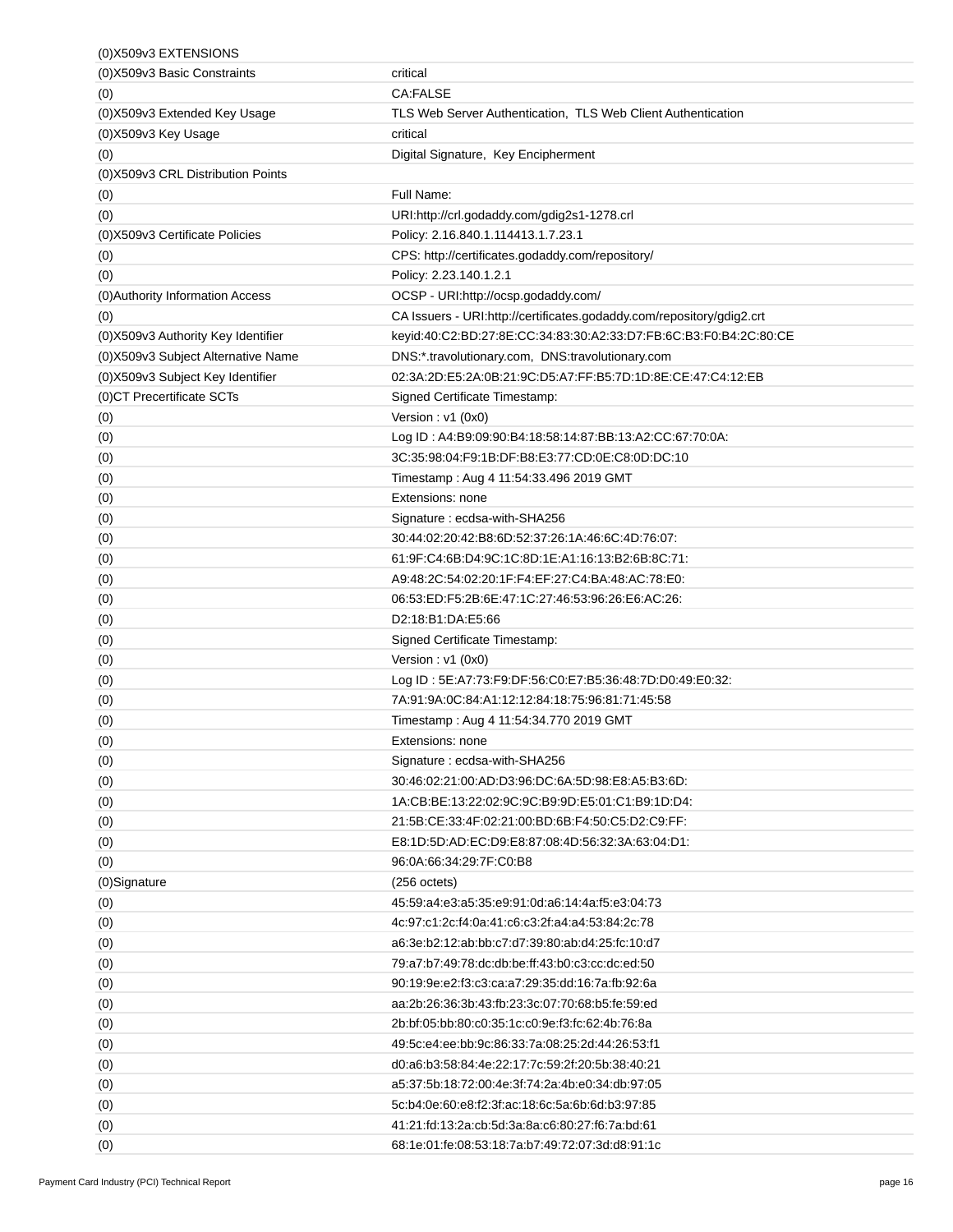| | |
|---|---|
| (0)X509v3 EXTENSIONS | |
| (0)X509v3 Basic Constraints | critical |
| (0) | CA:FALSE |
| (0)X509v3 Extended Key Usage | TLS Web Server Authentication, TLS Web Client Authentication |
| (0)X509v3 Key Usage | critical |
| (0) | Digital Signature, Key Encipherment |
| (0)X509v3 CRL Distribution Points | |
| (0) | Full Name: |
| (0) | URI:http://crl.godaddy.com/gdig2s1-1278.crl |
| (0)X509v3 Certificate Policies | Policy: 2.16.840.1.114413.1.7.23.1 |
| (0) | CPS: http://certificates.godaddy.com/repository/ |
| (0) | Policy: 2.23.140.1.2.1 |
| (0)Authority Information Access | OCSP - URI:http://ocsp.godaddy.com/ |
| (0) | CA Issuers - URI:http://certificates.godaddy.com/repository/gdig2.crt |
| (0)X509v3 Authority Key Identifier | keyid:40:C2:BD:27:8E:CC:34:83:30:A2:33:D7:FB:6C:B3:F0:B4:2C:80:CE |
| (0)X509v3 Subject Alternative Name | DNS:*.travolutionary.com, DNS:travolutionary.com |
| (0)X509v3 Subject Key Identifier | 02:3A:2D:E5:2A:0B:21:9C:D5:A7:FF:B5:7D:1D:8E:CE:47:C4:12:EB |
| (0)CT Precertificate SCTs | Signed Certificate Timestamp: |
| (0) | Version : v1 (0x0) |
| (0) | Log ID : A4:B9:09:90:B4:18:58:14:87:BB:13:A2:CC:67:70:0A: |
| (0) | 3C:35:98:04:F9:1B:DF:B8:E3:77:CD:0E:C8:0D:DC:10 |
| (0) | Timestamp : Aug 4 11:54:33.496 2019 GMT |
| (0) | Extensions: none |
| (0) | Signature : ecdsa-with-SHA256 |
| (0) | 30:44:02:20:42:B8:6D:52:37:26:1A:46:6C:4D:76:07: |
| (0) | 61:9F:C4:6B:D4:9C:1C:8D:1E:A1:16:13:B2:6B:8C:71: |
| (0) | A9:48:2C:54:02:20:1F:F4:EF:27:C4:BA:48:AC:78:E0: |
| (0) | 06:53:ED:F5:2B:6E:47:1C:27:46:53:96:26:E6:AC:26: |
| (0) | D2:18:B1:DA:E5:66 |
| (0) | Signed Certificate Timestamp: |
| (0) | Version : v1 (0x0) |
| (0) | Log ID : 5E:A7:73:F9:DF:56:C0:E7:B5:36:48:7D:D0:49:E0:32: |
| (0) | 7A:91:9A:0C:84:A1:12:12:84:18:75:96:81:71:45:58 |
| (0) | Timestamp : Aug 4 11:54:34.770 2019 GMT |
| (0) | Extensions: none |
| (0) | Signature : ecdsa-with-SHA256 |
| (0) | 30:46:02:21:00:AD:D3:96:DC:6A:5D:98:E8:A5:B3:6D: |
| (0) | 1A:CB:BE:13:22:02:9C:9C:B9:9D:E5:01:C1:B9:1D:D4: |
| (0) | 21:5B:CE:33:4F:02:21:00:BD:6B:F4:50:C5:D2:C9:FF: |
| (0) | E8:1D:5D:AD:EC:D9:E8:87:08:4D:56:32:3A:63:04:D1: |
| (0) | 96:0A:66:34:29:7F:C0:B8 |
| (0)Signature | (256 octets) |
| (0) | 45:59:a4:e3:a5:35:e9:91:0d:a6:14:4a:f5:e3:04:73 |
| (0) | 4c:97:c1:2c:f4:0a:41:c6:c3:2f:a4:a4:53:84:2c:78 |
| (0) | a6:3e:b2:12:ab:bb:c7:d7:39:80:ab:d4:25:fc:10:d7 |
| (0) | 79:a7:b7:49:78:dc:db:be:ff:43:b0:c3:cc:dc:ed:50 |
| (0) | 90:19:9e:e2:f3:c3:ca:a7:29:35:dd:16:7a:fb:92:6a |
| (0) | aa:2b:26:36:3b:43:fb:23:3c:07:70:68:b5:fe:59:ed |
| (0) | 2b:bf:05:bb:80:c0:35:1c:c0:9e:f3:fc:62:4b:76:8a |
| (0) | 49:5c:e4:ee:bb:9c:86:33:7a:08:25:2d:44:26:53:f1 |
| (0) | d0:a6:b3:58:84:4e:22:17:7c:59:2f:20:5b:38:40:21 |
| (0) | a5:37:5b:18:72:00:4e:3f:74:2a:4b:e0:34:db:97:05 |
| (0) | 5c:b4:0e:60:e8:f2:3f:ac:18:6c:5a:6b:6d:b3:97:85 |
| (0) | 41:21:fd:13:2a:cb:5d:3a:8a:c6:80:27:f6:7a:bd:61 |
| (0) | 68:1e:01:fe:08:53:18:7a:b7:49:72:07:3d:d8:91:1c |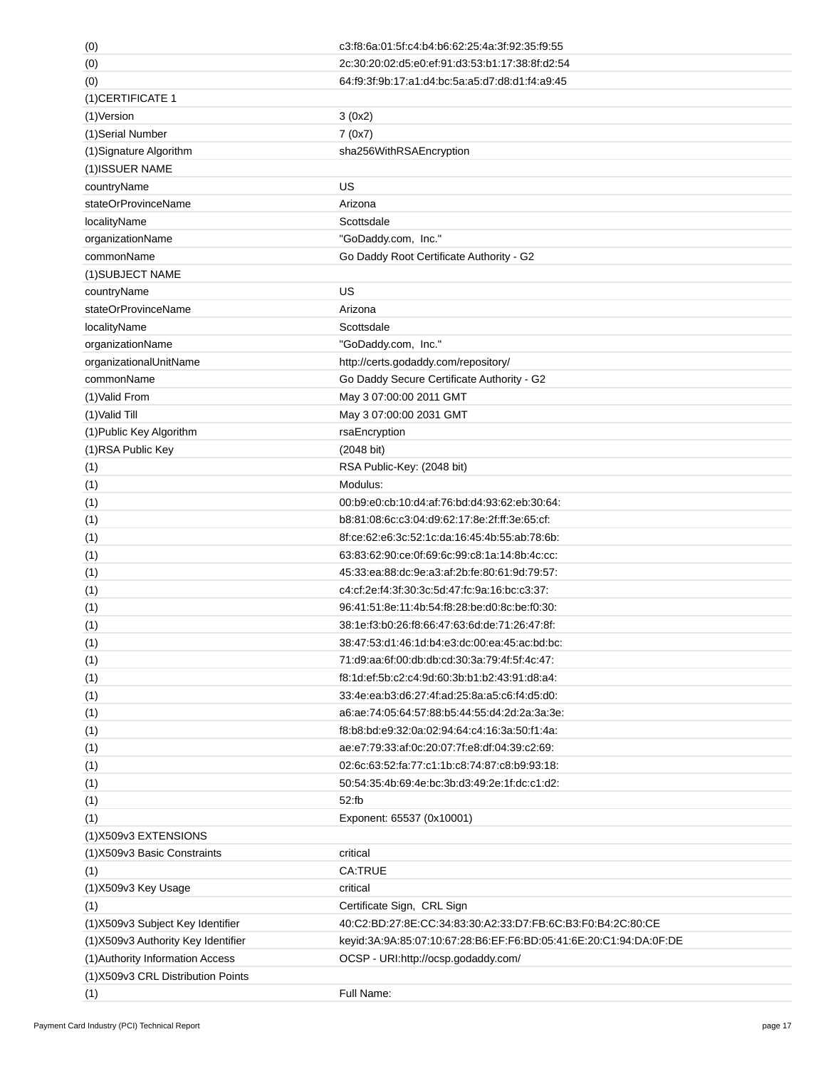| | |
|---|---|
| (0) | c3:f8:6a:01:5f:c4:b4:b6:62:25:4a:3f:92:35:f9:55 |
| (0) | 2c:30:20:02:d5:e0:ef:91:d3:53:b1:17:38:8f:d2:54 |
| (0) | 64:f9:3f:9b:17:a1:d4:bc:5a:a5:d7:d8:d1:f4:a9:45 |
| (1)CERTIFICATE 1 | |
| (1)Version | 3 (0x2) |
| (1)Serial Number | 7 (0x7) |
| (1)Signature Algorithm | sha256WithRSAEncryption |
| (1)ISSUER NAME | |
| countryName | US |
| stateOrProvinceName | Arizona |
| localityName | Scottsdale |
| organizationName | "GoDaddy.com, Inc." |
| commonName | Go Daddy Root Certificate Authority - G2 |
| (1)SUBJECT NAME | |
| countryName | US |
| stateOrProvinceName | Arizona |
| localityName | Scottsdale |
| organizationName | "GoDaddy.com, Inc." |
| organizationalUnitName | http://certs.godaddy.com/repository/ |
| commonName | Go Daddy Secure Certificate Authority - G2 |
| (1)Valid From | May 3 07:00:00 2011 GMT |
| (1)Valid Till | May 3 07:00:00 2031 GMT |
| (1)Public Key Algorithm | rsaEncryption |
| (1)RSA Public Key | (2048 bit) |
| (1) | RSA Public-Key: (2048 bit) |
| (1) | Modulus: |
| (1) | 00:b9:e0:cb:10:d4:af:76:bd:d4:93:62:eb:30:64: |
| (1) | b8:81:08:6c:c3:04:d9:62:17:8e:2f:ff:3e:65:cf: |
| (1) | 8f:ce:62:e6:3c:52:1c:da:16:45:4b:55:ab:78:6b: |
| (1) | 63:83:62:90:ce:0f:69:6c:99:c8:1a:14:8b:4c:cc: |
| (1) | 45:33:ea:88:dc:9e:a3:af:2b:fe:80:61:9d:79:57: |
| (1) | c4:cf:2e:f4:3f:30:3c:5d:47:fc:9a:16:bc:c3:37: |
| (1) | 96:41:51:8e:11:4b:54:f8:28:be:d0:8c:be:f0:30: |
| (1) | 38:1e:f3:b0:26:f8:66:47:63:6d:de:71:26:47:8f: |
| (1) | 38:47:53:d1:46:1d:b4:e3:dc:00:ea:45:ac:bd:bc: |
| (1) | 71:d9:aa:6f:00:db:db:cd:30:3a:79:4f:5f:4c:47: |
| (1) | f8:1d:ef:5b:c2:c4:9d:60:3b:b1:b2:43:91:d8:a4: |
| (1) | 33:4e:ea:b3:d6:27:4f:ad:25:8a:a5:c6:f4:d5:d0: |
| (1) | a6:ae:74:05:64:57:88:b5:44:55:d4:2d:2a:3a:3e: |
| (1) | f8:b8:bd:e9:32:0a:02:94:64:c4:16:3a:50:f1:4a: |
| (1) | ae:e7:79:33:af:0c:20:07:7f:e8:df:04:39:c2:69: |
| (1) | 02:6c:63:52:fa:77:c1:1b:c8:74:87:c8:b9:93:18: |
| (1) | 50:54:35:4b:69:4e:bc:3b:d3:49:2e:1f:dc:c1:d2: |
| (1) | 52:fb |
| (1) | Exponent: 65537 (0x10001) |
| (1)X509v3 EXTENSIONS | |
| (1)X509v3 Basic Constraints | critical |
| (1) | CA:TRUE |
| (1)X509v3 Key Usage | critical |
| (1) | Certificate Sign, CRL Sign |
| (1)X509v3 Subject Key Identifier | 40:C2:BD:27:8E:CC:34:83:30:A2:33:D7:FB:6C:B3:F0:B4:2C:80:CE |
| (1)X509v3 Authority Key Identifier | keyid:3A:9A:85:07:10:67:28:B6:EF:F6:BD:05:41:6E:20:C1:94:DA:0F:DE |
| (1)Authority Information Access | OCSP - URI:http://ocsp.godaddy.com/ |
| (1)X509v3 CRL Distribution Points | |
| (1) | Full Name: |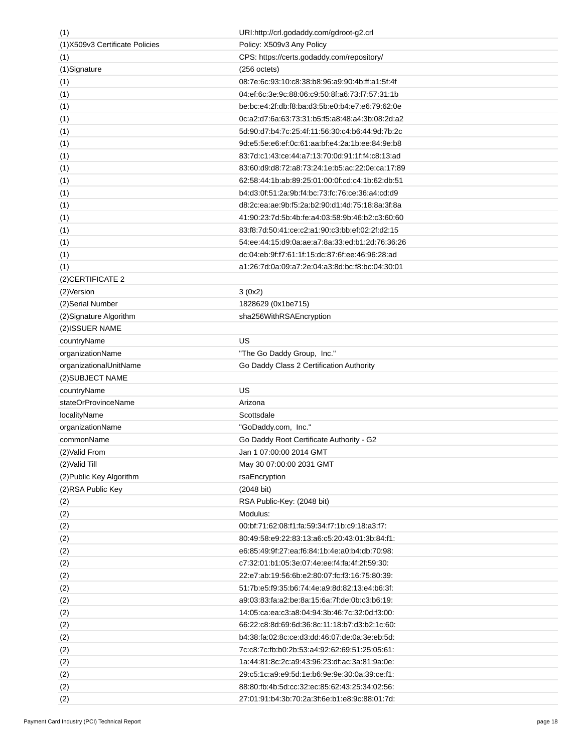| | |
|---|---|
| (1) | URI:http://crl.godaddy.com/gdroot-g2.crl |
| (1)X509v3 Certificate Policies | Policy: X509v3 Any Policy |
| (1) | CPS: https://certs.godaddy.com/repository/ |
| (1)Signature | (256 octets) |
| (1) | 08:7e:6c:93:10:c8:38:b8:96:a9:90:4b:ff:a1:5f:4f |
| (1) | 04:ef:6c:3e:9c:88:06:c9:50:8f:a6:73:f7:57:31:1b |
| (1) | be:bc:e4:2f:db:f8:ba:d3:5b:e0:b4:e7:e6:79:62:0e |
| (1) | 0c:a2:d7:6a:63:73:31:b5:f5:a8:48:a4:3b:08:2d:a2 |
| (1) | 5d:90:d7:b4:7c:25:4f:11:56:30:c4:b6:44:9d:7b:2c |
| (1) | 9d:e5:5e:e6:ef:0c:61:aa:bf:e4:2a:1b:ee:84:9e:b8 |
| (1) | 83:7d:c1:43:ce:44:a7:13:70:0d:91:1f:f4:c8:13:ad |
| (1) | 83:60:d9:d8:72:a8:73:24:1e:b5:ac:22:0e:ca:17:89 |
| (1) | 62:58:44:1b:ab:89:25:01:00:0f:cd:c4:1b:62:db:51 |
| (1) | b4:d3:0f:51:2a:9b:f4:bc:73:fc:76:ce:36:a4:cd:d9 |
| (1) | d8:2c:ea:ae:9b:f5:2a:b2:90:d1:4d:75:18:8a:3f:8a |
| (1) | 41:90:23:7d:5b:4b:fe:a4:03:58:9b:46:b2:c3:60:60 |
| (1) | 83:f8:7d:50:41:ce:c2:a1:90:c3:bb:ef:02:2f:d2:15 |
| (1) | 54:ee:44:15:d9:0a:ae:a7:8a:33:ed:b1:2d:76:36:26 |
| (1) | dc:04:eb:9f:f7:61:1f:15:dc:87:6f:ee:46:96:28:ad |
| (1) | a1:26:7d:0a:09:a7:2e:04:a3:8d:bc:f8:bc:04:30:01 |
| (2)CERTIFICATE 2 | |
| (2)Version | 3 (0x2) |
| (2)Serial Number | 1828629 (0x1be715) |
| (2)Signature Algorithm | sha256WithRSAEncryption |
| (2)ISSUER NAME | |
| countryName | US |
| organizationName | "The Go Daddy Group, Inc." |
| organizationalUnitName | Go Daddy Class 2 Certification Authority |
| (2)SUBJECT NAME | |
| countryName | US |
| stateOrProvinceName | Arizona |
| localityName | Scottsdale |
| organizationName | "GoDaddy.com, Inc." |
| commonName | Go Daddy Root Certificate Authority - G2 |
| (2)Valid From | Jan 1 07:00:00 2014 GMT |
| (2)Valid Till | May 30 07:00:00 2031 GMT |
| (2)Public Key Algorithm | rsaEncryption |
| (2)RSA Public Key | (2048 bit) |
| (2) | RSA Public-Key: (2048 bit) |
| (2) | Modulus: |
| (2) | 00:bf:71:62:08:f1:fa:59:34:f7:1b:c9:18:a3:f7: |
| (2) | 80:49:58:e9:22:83:13:a6:c5:20:43:01:3b:84:f1: |
| (2) | e6:85:49:9f:27:ea:f6:84:1b:4e:a0:b4:db:70:98: |
| (2) | c7:32:01:b1:05:3e:07:4e:ee:f4:fa:4f:2f:59:30: |
| (2) | 22:e7:ab:19:56:6b:e2:80:07:fc:f3:16:75:80:39: |
| (2) | 51:7b:e5:f9:35:b6:74:4e:a9:8d:82:13:e4:b6:3f: |
| (2) | a9:03:83:fa:a2:be:8a:15:6a:7f:de:0b:c3:b6:19: |
| (2) | 14:05:ca:ea:c3:a8:04:94:3b:46:7c:32:0d:f3:00: |
| (2) | 66:22:c8:8d:69:6d:36:8c:11:18:b7:d3:b2:1c:60: |
| (2) | b4:38:fa:02:8c:ce:d3:dd:46:07:de:0a:3e:eb:5d: |
| (2) | 7c:c8:7c:fb:b0:2b:53:a4:92:62:69:51:25:05:61: |
| (2) | 1a:44:81:8c:2c:a9:43:96:23:df:ac:3a:81:9a:0e: |
| (2) | 29:c5:1c:a9:e9:5d:1e:b6:9e:9e:30:0a:39:ce:f1: |
| (2) | 88:80:fb:4b:5d:cc:32:ec:85:62:43:25:34:02:56: |
| (2) | 27:01:91:b4:3b:70:2a:3f:6e:b1:e8:9c:88:01:7d: |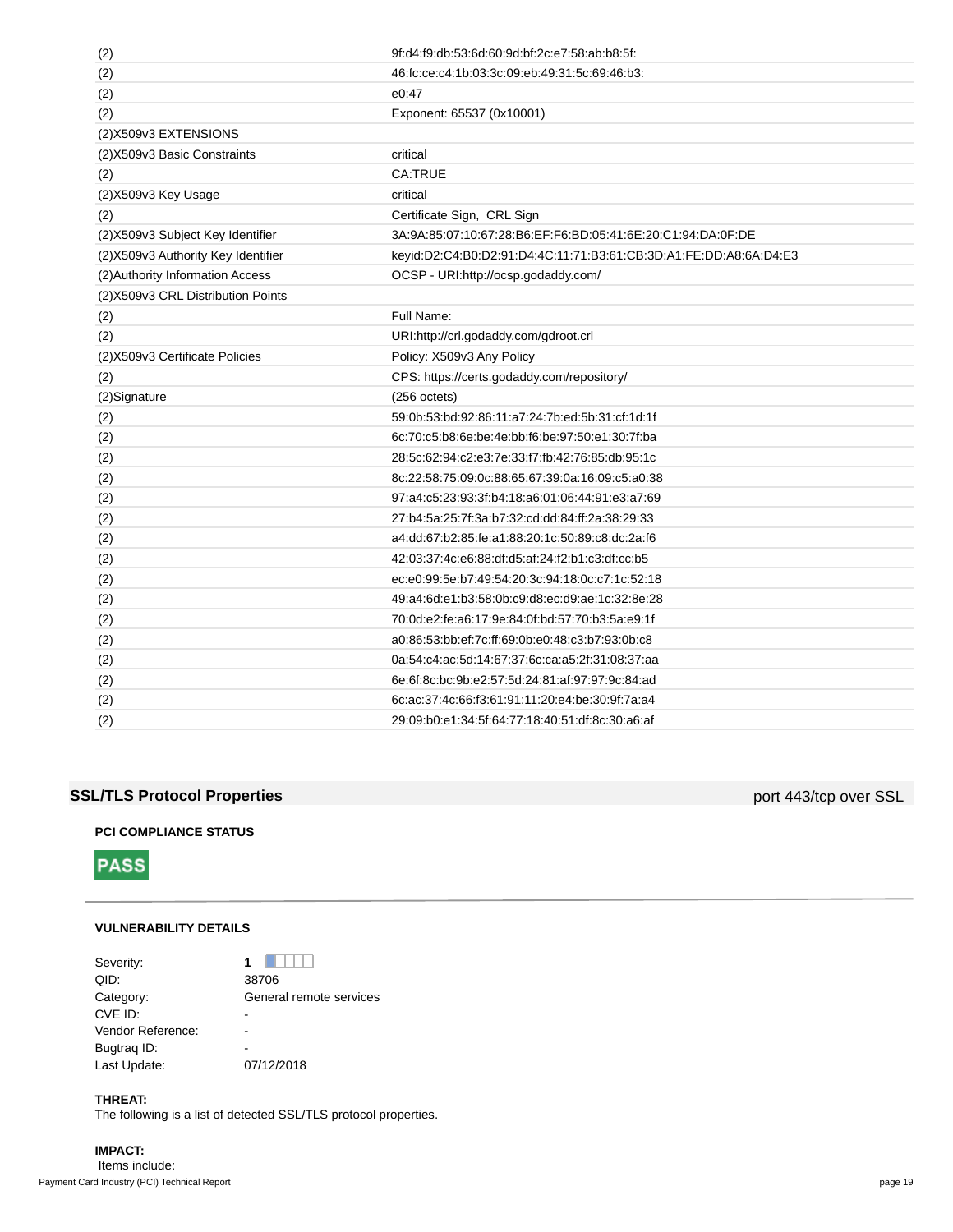| | |
|---|---|
| (2) | 9f:d4:f9:db:53:6d:60:9d:bf:2c:e7:58:ab:b8:5f: |
| (2) | 46:fc:ce:c4:1b:03:3c:09:eb:49:31:5c:69:46:b3: |
| (2) | e0:47 |
| (2) | Exponent: 65537 (0x10001) |
| (2)X509v3 EXTENSIONS | |
| (2)X509v3 Basic Constraints | critical |
| (2) | CA:TRUE |
| (2)X509v3 Key Usage | critical |
| (2) | Certificate Sign, CRL Sign |
| (2)X509v3 Subject Key Identifier | 3A:9A:85:07:10:67:28:B6:EF:F6:BD:05:41:6E:20:C1:94:DA:0F:DE |
| (2)X509v3 Authority Key Identifier | keyid:D2:C4:B0:D2:91:D4:4C:11:71:B3:61:CB:3D:A1:FE:DD:A8:6A:D4:E3 |
| (2)Authority Information Access | OCSP - URI:http://ocsp.godaddy.com/ |
| (2)X509v3 CRL Distribution Points | |
| (2) | Full Name: |
| (2) | URI:http://crl.godaddy.com/gdroot.crl |
| (2)X509v3 Certificate Policies | Policy: X509v3 Any Policy |
| (2) | CPS: https://certs.godaddy.com/repository/ |
| (2)Signature | (256 octets) |
| (2) | 59:0b:53:bd:92:86:11:a7:24:7b:ed:5b:31:cf:1d:1f |
| (2) | 6c:70:c5:b8:6e:be:4e:bb:f6:be:97:50:e1:30:7f:ba |
| (2) | 28:5c:62:94:c2:e3:7e:33:f7:fb:42:76:85:db:95:1c |
| (2) | 8c:22:58:75:09:0c:88:65:67:39:0a:16:09:c5:a0:38 |
| (2) | 97:a4:c5:23:93:3f:b4:18:a6:01:06:44:91:e3:a7:69 |
| (2) | 27:b4:5a:25:7f:3a:b7:32:cd:dd:84:ff:2a:38:29:33 |
| (2) | a4:dd:67:b2:85:fe:a1:88:20:1c:50:89:c8:dc:2a:f6 |
| (2) | 42:03:37:4c:e6:88:df:d5:af:24:f2:b1:c3:df:cc:b5 |
| (2) | ec:e0:99:5e:b7:49:54:20:3c:94:18:0c:c7:1c:52:18 |
| (2) | 49:a4:6d:e1:b3:58:0b:c9:d8:ec:d9:ae:1c:32:8e:28 |
| (2) | 70:0d:e2:fe:a6:17:9e:84:0f:bd:57:70:b3:5a:e9:1f |
| (2) | a0:86:53:bb:ef:7c:ff:69:0b:e0:48:c3:b7:93:0b:c8 |
| (2) | 0a:54:c4:ac:5d:14:67:37:6c:ca:a5:2f:31:08:37:aa |
| (2) | 6e:6f:8c:bc:9b:e2:57:5d:24:81:af:97:97:9c:84:ad |
| (2) | 6c:ac:37:4c:66:f3:61:91:11:20:e4:be:30:9f:7a:a4 |
| (2) | 29:09:b0:e1:34:5f:64:77:18:40:51:df:8c:30:a6:af |

## SSL/TLS Protocol Properties

port 443/tcp over SSL

**PCI COMPLIANCE STATUS**

**PASS**

**VULNERABILITY DETAILS**

| | |
|---|---|
| Severity: | **1** |
| QID: | 38706 |
| Category: | General remote services |
| CVE ID: | - |
| Vendor Reference: | - |
| Bugtraq ID: | - |
| Last Update: | 07/12/2018 |

**THREAT:**

The following is a list of detected SSL/TLS protocol properties.

**IMPACT:**

Items include: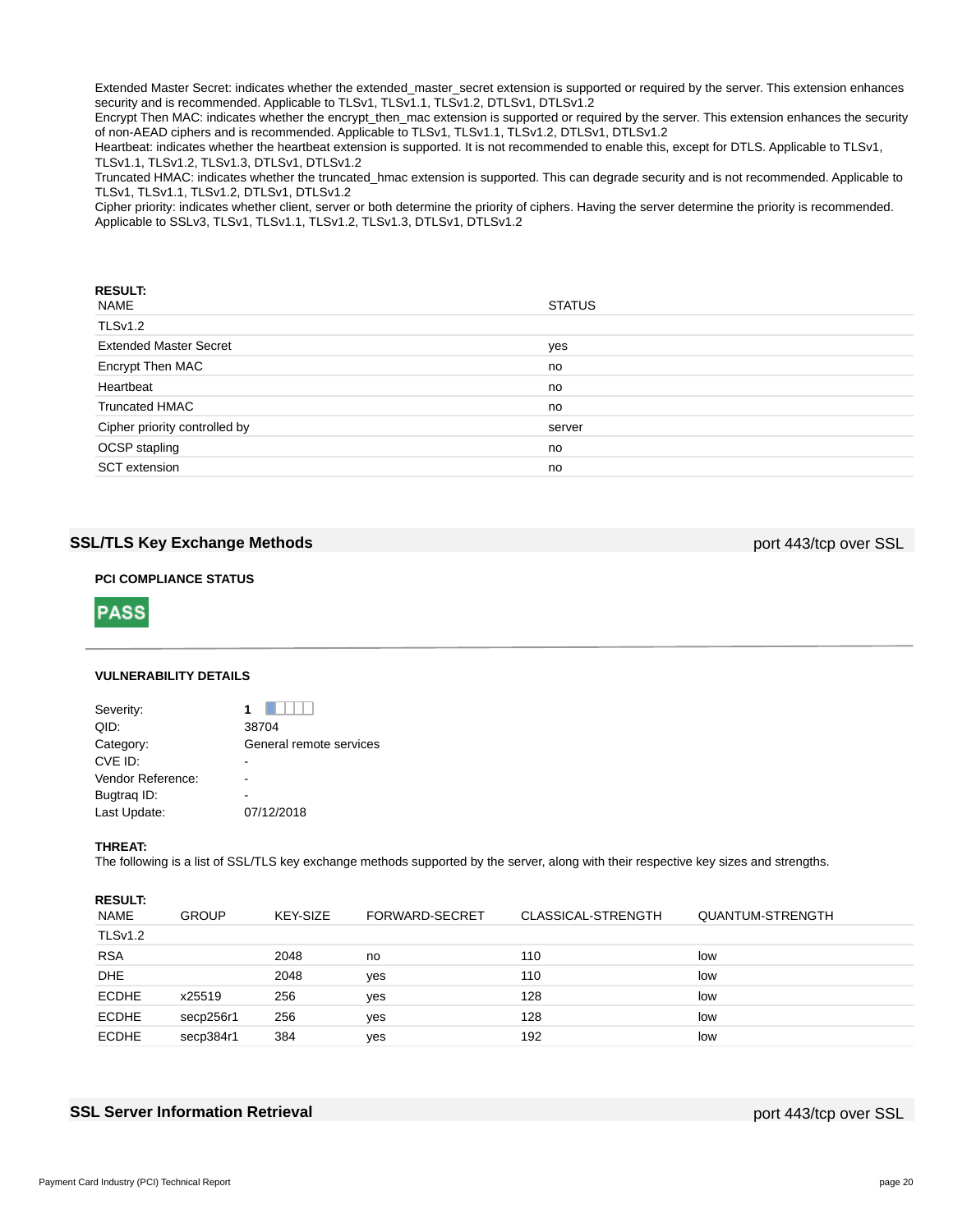Extended Master Secret: indicates whether the extended_master_secret extension is supported or required by the server. This extension enhances security and is recommended. Applicable to TLSv1, TLSv1.1, TLSv1.2, DTLSv1, DTLSv1.2
Encrypt Then MAC: indicates whether the encrypt_then_mac extension is supported or required by the server. This extension enhances the security of non-AEAD ciphers and is recommended. Applicable to TLSv1, TLSv1.1, TLSv1.2, DTLSv1, DTLSv1.2
Heartbeat: indicates whether the heartbeat extension is supported. It is not recommended to enable this, except for DTLS. Applicable to TLSv1, TLSv1.1, TLSv1.2, TLSv1.3, DTLSv1, DTLSv1.2
Truncated HMAC: indicates whether the truncated_hmac extension is supported. This can degrade security and is not recommended. Applicable to TLSv1, TLSv1.1, TLSv1.2, DTLSv1, DTLSv1.2
Cipher priority: indicates whether client, server or both determine the priority of ciphers. Having the server determine the priority is recommended. Applicable to SSLv3, TLSv1, TLSv1.1, TLSv1.2, TLSv1.3, DTLSv1, DTLSv1.2

**RESULT:**

| NAME | STATUS |
|---|---|
| TLSv1.2 | |
| Extended Master Secret | yes |
| Encrypt Then MAC | no |
| Heartbeat | no |
| Truncated HMAC | no |
| Cipher priority controlled by | server |
| OCSP stapling | no |
| SCT extension | no |

## SSL/TLS Key Exchange Methods

port 443/tcp over SSL

**PCI COMPLIANCE STATUS**

PASS

**VULNERABILITY DETAILS**

Severity: 1
QID: 38704
Category: General remote services
CVE ID: -
Vendor Reference: -
Bugtraq ID: -
Last Update: 07/12/2018

**THREAT:**
The following is a list of SSL/TLS key exchange methods supported by the server, along with their respective key sizes and strengths.

**RESULT:**

| NAME | GROUP | KEY-SIZE | FORWARD-SECRET | CLASSICAL-STRENGTH | QUANTUM-STRENGTH |
|---|---|---|---|---|---|
| TLSv1.2 | | | | | |
| RSA | | 2048 | no | 110 | low |
| DHE | | 2048 | yes | 110 | low |
| ECDHE | x25519 | 256 | yes | 128 | low |
| ECDHE | secp256r1 | 256 | yes | 128 | low |
| ECDHE | secp384r1 | 384 | yes | 192 | low |

## SSL Server Information Retrieval

port 443/tcp over SSL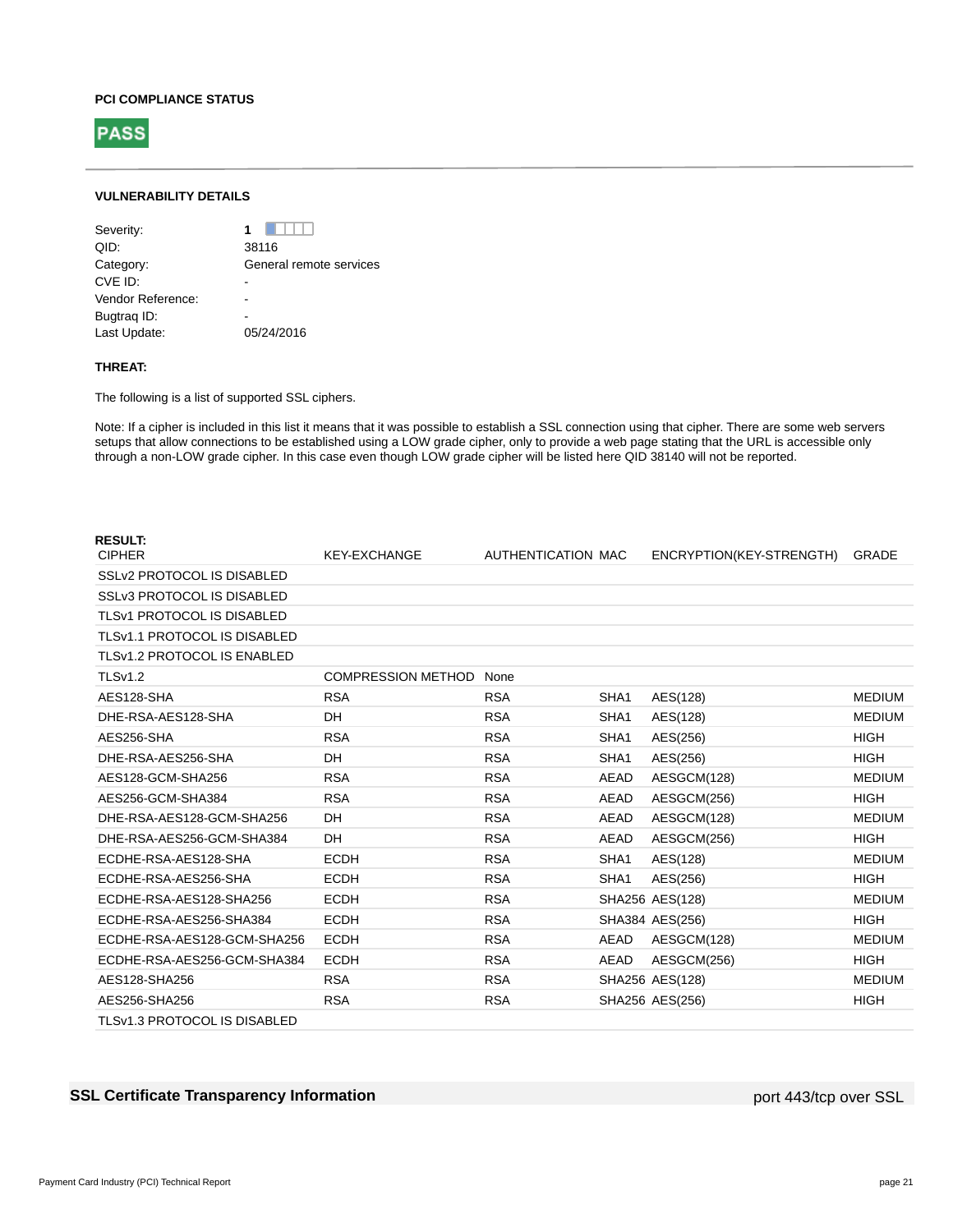**PCI COMPLIANCE STATUS**

**PASS**

**VULNERABILITY DETAILS**

| | |
|---|---|
| Severity: | **1** |
| QID: | 38116 |
| Category: | General remote services |
| CVE ID: | - |
| Vendor Reference: | - |
| Bugtraq ID: | - |
| Last Update: | 05/24/2016 |

**THREAT:**

The following is a list of supported SSL ciphers.

Note: If a cipher is included in this list it means that it was possible to establish a SSL connection using that cipher. There are some web servers setups that allow connections to be established using a LOW grade cipher, only to provide a web page stating that the URL is accessible only through a non-LOW grade cipher. In this case even though LOW grade cipher will be listed here QID 38140 will not be reported.

**RESULT:**

| CIPHER | KEY-EXCHANGE | AUTHENTICATION | MAC | ENCRYPTION(KEY-STRENGTH) | GRADE |
|---|---|---|---|---|---|
| SSLv2 PROTOCOL IS DISABLED | | | | | |
| SSLv3 PROTOCOL IS DISABLED | | | | | |
| TLSv1 PROTOCOL IS DISABLED | | | | | |
| TLSv1.1 PROTOCOL IS DISABLED | | | | | |
| TLSv1.2 PROTOCOL IS ENABLED | | | | | |
| TLSv1.2 | COMPRESSION METHOD | None | | | |
| AES128-SHA | RSA | RSA | SHA1 | AES(128) | MEDIUM |
| DHE-RSA-AES128-SHA | DH | RSA | SHA1 | AES(128) | MEDIUM |
| AES256-SHA | RSA | RSA | SHA1 | AES(256) | HIGH |
| DHE-RSA-AES256-SHA | DH | RSA | SHA1 | AES(256) | HIGH |
| AES128-GCM-SHA256 | RSA | RSA | AEAD | AESGCM(128) | MEDIUM |
| AES256-GCM-SHA384 | RSA | RSA | AEAD | AESGCM(256) | HIGH |
| DHE-RSA-AES128-GCM-SHA256 | DH | RSA | AEAD | AESGCM(128) | MEDIUM |
| DHE-RSA-AES256-GCM-SHA384 | DH | RSA | AEAD | AESGCM(256) | HIGH |
| ECDHE-RSA-AES128-SHA | ECDH | RSA | SHA1 | AES(128) | MEDIUM |
| ECDHE-RSA-AES256-SHA | ECDH | RSA | SHA1 | AES(256) | HIGH |
| ECDHE-RSA-AES128-SHA256 | ECDH | RSA | SHA256 | AES(128) | MEDIUM |
| ECDHE-RSA-AES256-SHA384 | ECDH | RSA | SHA384 | AES(256) | HIGH |
| ECDHE-RSA-AES128-GCM-SHA256 | ECDH | RSA | AEAD | AESGCM(128) | MEDIUM |
| ECDHE-RSA-AES256-GCM-SHA384 | ECDH | RSA | AEAD | AESGCM(256) | HIGH |
| AES128-SHA256 | RSA | RSA | SHA256 | AES(128) | MEDIUM |
| AES256-SHA256 | RSA | RSA | SHA256 | AES(256) | HIGH |
| TLSv1.3 PROTOCOL IS DISABLED | | | | | |

## SSL Certificate Transparency Information

port 443/tcp over SSL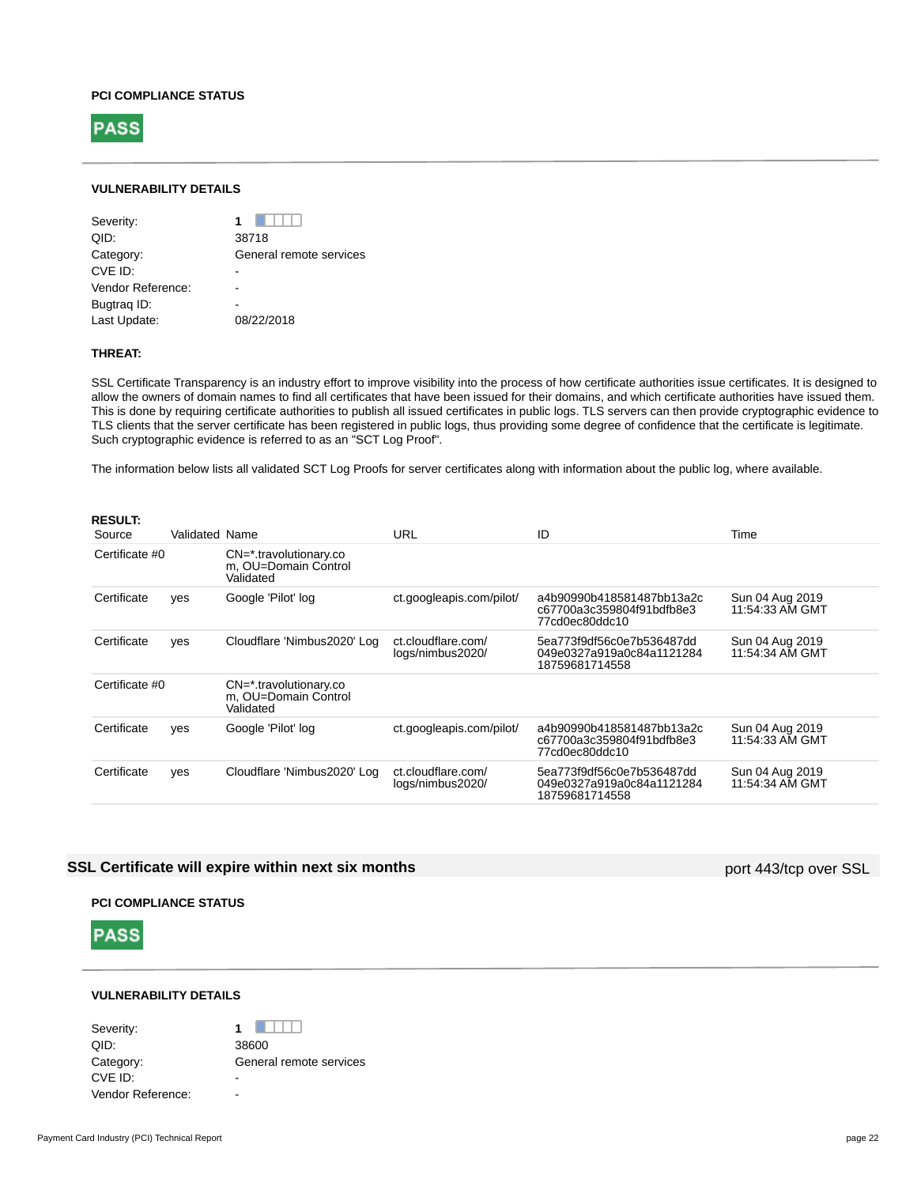#### PCI COMPLIANCE STATUS

**PASS**

---

#### VULNERABILITY DETAILS

| | |
|---|---|
| Severity: | **1** |
| QID: | 38718 |
| Category: | General remote services |
| CVE ID: | - |
| Vendor Reference: | - |
| Bugtraq ID: | - |
| Last Update: | 08/22/2018 |

#### THREAT:

SSL Certificate Transparency is an industry effort to improve visibility into the process of how certificate authorities issue certificates. It is designed to allow the owners of domain names to find all certificates that have been issued for their domains, and which certificate authorities have issued them. This is done by requiring certificate authorities to publish all issued certificates in public logs. TLS servers can then provide cryptographic evidence to TLS clients that the server certificate has been registered in public logs, thus providing some degree of confidence that the certificate is legitimate. Such cryptographic evidence is referred to as an "SCT Log Proof".

The information below lists all validated SCT Log Proofs for server certificates along with information about the public log, where available.

#### RESULT:

| Source | Validated | Name | URL | ID | Time |
|---|---|---|---|---|---|
| Certificate #0 | | CN=*.travolutionary.com, OU=Domain Control Validated | | | |
| Certificate | yes | Google 'Pilot' log | ct.googleapis.com/pilot/ | a4b90990b418581487bb13a2cc67700a3c359804f91bdfb8e377cd0ec80ddc10 | Sun 04 Aug 2019 11:54:33 AM GMT |
| Certificate | yes | Cloudflare 'Nimbus2020' Log | ct.cloudflare.com/logs/nimbus2020/ | 5ea773f9df56c0e7b536487dd049e0327a919a0c84a112128418759681714558 | Sun 04 Aug 2019 11:54:34 AM GMT |
| Certificate #0 | | CN=*.travolutionary.com, OU=Domain Control Validated | | | |
| Certificate | yes | Google 'Pilot' log | ct.googleapis.com/pilot/ | a4b90990b418581487bb13a2cc67700a3c359804f91bdfb8e377cd0ec80ddc10 | Sun 04 Aug 2019 11:54:33 AM GMT |
| Certificate | yes | Cloudflare 'Nimbus2020' Log | ct.cloudflare.com/logs/nimbus2020/ | 5ea773f9df56c0e7b536487dd049e0327a919a0c84a112128418759681714558 | Sun 04 Aug 2019 11:54:34 AM GMT |

### SSL Certificate will expire within next six months

port 443/tcp over SSL

#### PCI COMPLIANCE STATUS

**PASS**

---

#### VULNERABILITY DETAILS

| | |
|---|---|
| Severity: | **1** |
| QID: | 38600 |
| Category: | General remote services |
| CVE ID: | - |
| Vendor Reference: | - |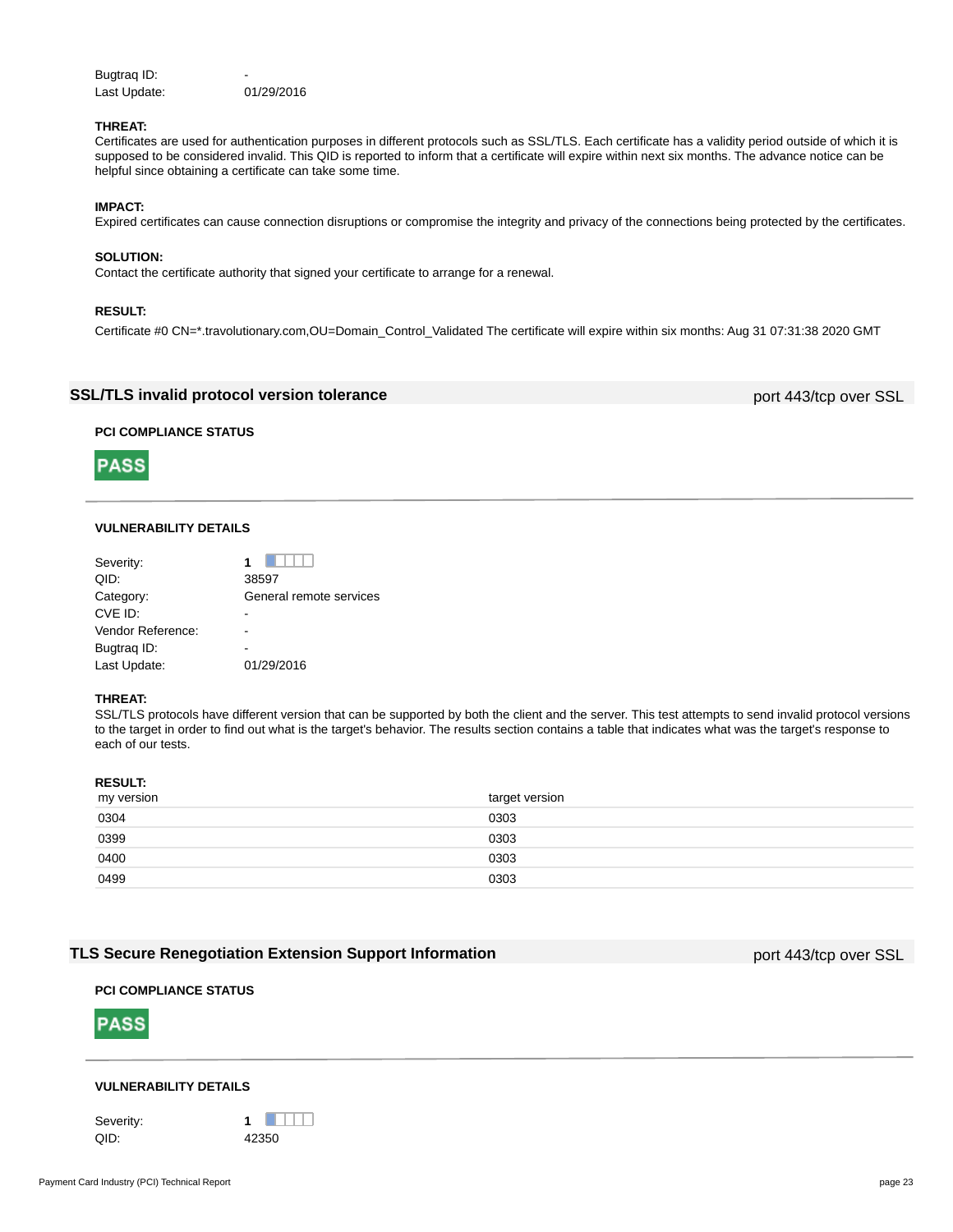| | |
|---|---|
| Bugtraq ID: | - |
| Last Update: | 01/29/2016 |

**THREAT:**
Certificates are used for authentication purposes in different protocols such as SSL/TLS. Each certificate has a validity period outside of which it is supposed to be considered invalid. This QID is reported to inform that a certificate will expire within next six months. The advance notice can be helpful since obtaining a certificate can take some time.

**IMPACT:**
Expired certificates can cause connection disruptions or compromise the integrity and privacy of the connections being protected by the certificates.

**SOLUTION:**
Contact the certificate authority that signed your certificate to arrange for a renewal.

**RESULT:**
Certificate #0 CN=*.travolutionary.com,OU=Domain_Control_Validated The certificate will expire within six months: Aug 31 07:31:38 2020 GMT

## SSL/TLS invalid protocol version tolerance

port 443/tcp over SSL

**PCI COMPLIANCE STATUS**

**PASS**

**VULNERABILITY DETAILS**

| | |
|---|---|
| Severity: | **1** |
| QID: | 38597 |
| Category: | General remote services |
| CVE ID: | - |
| Vendor Reference: | - |
| Bugtraq ID: | - |
| Last Update: | 01/29/2016 |

**THREAT:**
SSL/TLS protocols have different version that can be supported by both the client and the server. This test attempts to send invalid protocol versions to the target in order to find out what is the target's behavior. The results section contains a table that indicates what was the target's response to each of our tests.

**RESULT:**

| my version | target version |
|---|---|
| 0304 | 0303 |
| 0399 | 0303 |
| 0400 | 0303 |
| 0499 | 0303 |

## TLS Secure Renegotiation Extension Support Information

port 443/tcp over SSL

**PCI COMPLIANCE STATUS**

**PASS**

**VULNERABILITY DETAILS**

| | |
|---|---|
| Severity: | **1** |
| QID: | 42350 |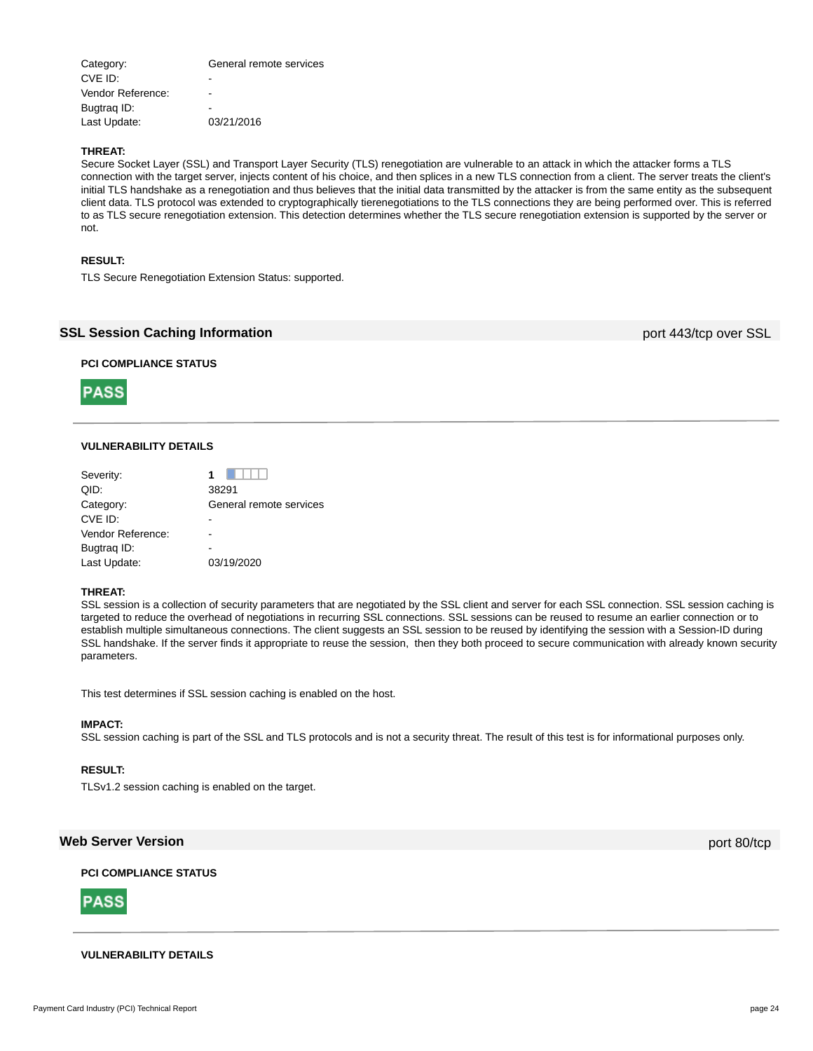| | |
|---|---|
| Category: | General remote services |
| CVE ID: | - |
| Vendor Reference: | - |
| Bugtraq ID: | - |
| Last Update: | 03/21/2016 |

**THREAT:**
Secure Socket Layer (SSL) and Transport Layer Security (TLS) renegotiation are vulnerable to an attack in which the attacker forms a TLS connection with the target server, injects content of his choice, and then splices in a new TLS connection from a client. The server treats the client's initial TLS handshake as a renegotiation and thus believes that the initial data transmitted by the attacker is from the same entity as the subsequent client data. TLS protocol was extended to cryptographically tierenegotiations to the TLS connections they are being performed over. This is referred to as TLS secure renegotiation extension. This detection determines whether the TLS secure renegotiation extension is supported by the server or not.

**RESULT:**

TLS Secure Renegotiation Extension Status: supported.

## SSL Session Caching Information

port 443/tcp over SSL

**PCI COMPLIANCE STATUS**

**PASS**

**VULNERABILITY DETAILS**

| | |
|---|---|
| Severity: | **1** |
| QID: | 38291 |
| Category: | General remote services |
| CVE ID: | - |
| Vendor Reference: | - |
| Bugtraq ID: | - |
| Last Update: | 03/19/2020 |

**THREAT:**
SSL session is a collection of security parameters that are negotiated by the SSL client and server for each SSL connection. SSL session caching is targeted to reduce the overhead of negotiations in recurring SSL connections. SSL sessions can be reused to resume an earlier connection or to establish multiple simultaneous connections. The client suggests an SSL session to be reused by identifying the session with a Session-ID during SSL handshake. If the server finds it appropriate to reuse the session, then they both proceed to secure communication with already known security parameters.

This test determines if SSL session caching is enabled on the host.

**IMPACT:**
SSL session caching is part of the SSL and TLS protocols and is not a security threat. The result of this test is for informational purposes only.

**RESULT:**

TLSv1.2 session caching is enabled on the target.

## Web Server Version

port 80/tcp

**PCI COMPLIANCE STATUS**

**PASS**

**VULNERABILITY DETAILS**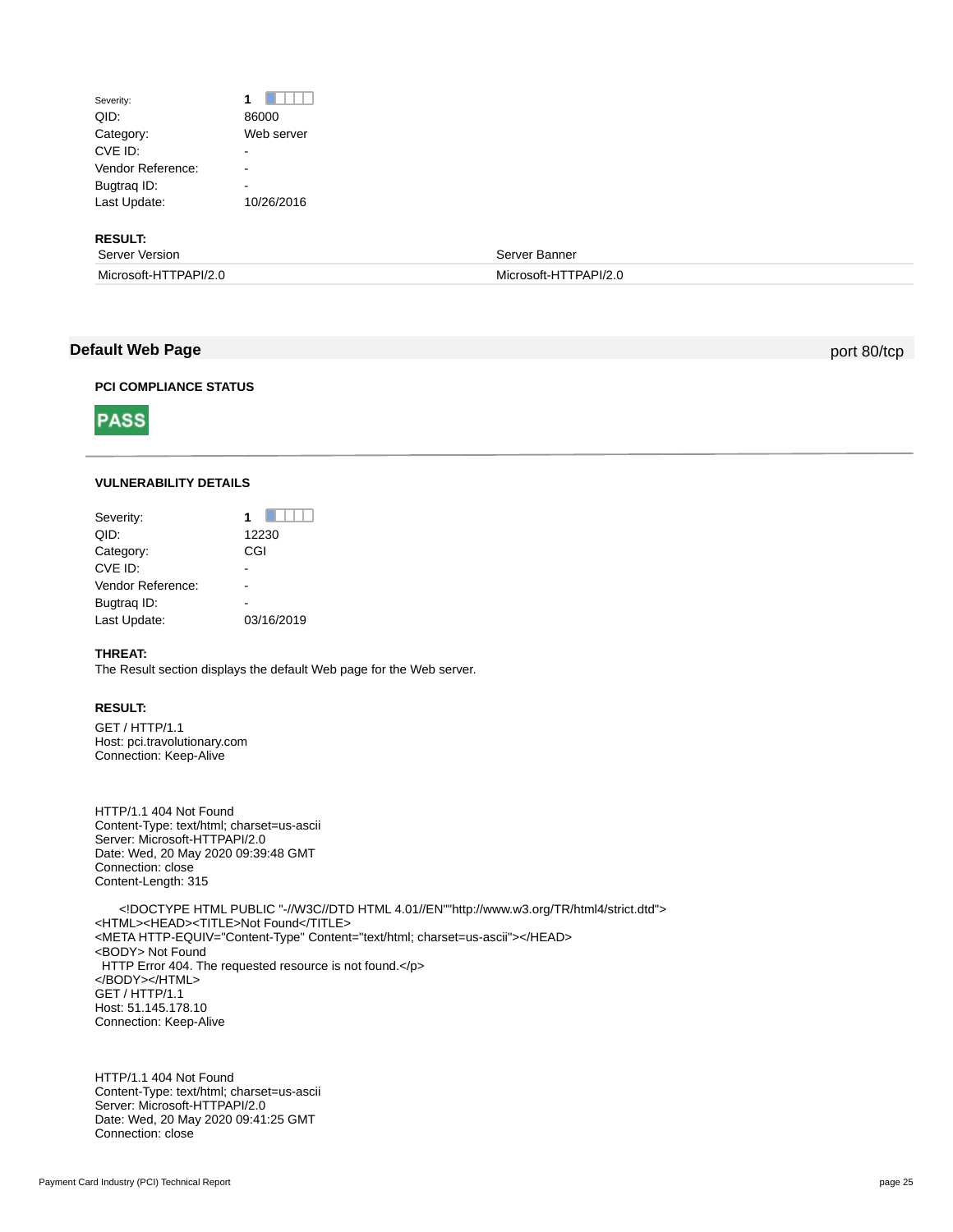| | |
|---|---|
| Severity: | **1** |
| QID: | 86000 |
| Category: | Web server |
| CVE ID: | - |
| Vendor Reference: | - |
| Bugtraq ID: | - |
| Last Update: | 10/26/2016 |

**RESULT:**

| Server Version | Server Banner |
|---|---|
| Microsoft-HTTPAPI/2.0 | Microsoft-HTTPAPI/2.0 |

## Default Web Page

port 80/tcp

**PCI COMPLIANCE STATUS**

**PASS**

**VULNERABILITY DETAILS**

| | |
|---|---|
| Severity: | **1** |
| QID: | 12230 |
| Category: | CGI |
| CVE ID: | - |
| Vendor Reference: | - |
| Bugtraq ID: | - |
| Last Update: | 03/16/2019 |

**THREAT:**

The Result section displays the default Web page for the Web server.

**RESULT:**

```
GET / HTTP/1.1
Host: pci.travolutionary.com
Connection: Keep-Alive


HTTP/1.1 404 Not Found
Content-Type: text/html; charset=us-ascii
Server: Microsoft-HTTPAPI/2.0
Date: Wed, 20 May 2020 09:39:48 GMT
Connection: close
Content-Length: 315

    <!DOCTYPE HTML PUBLIC "-//W3C//DTD HTML 4.01//EN""http://www.w3.org/TR/html4/strict.dtd">
<HTML><HEAD><TITLE>Not Found</TITLE>
<META HTTP-EQUIV="Content-Type" Content="text/html; charset=us-ascii"></HEAD>
<BODY> Not Found
  HTTP Error 404. The requested resource is not found.</p>
</BODY></HTML>
GET / HTTP/1.1
Host: 51.145.178.10
Connection: Keep-Alive


HTTP/1.1 404 Not Found
Content-Type: text/html; charset=us-ascii
Server: Microsoft-HTTPAPI/2.0
Date: Wed, 20 May 2020 09:41:25 GMT
Connection: close
```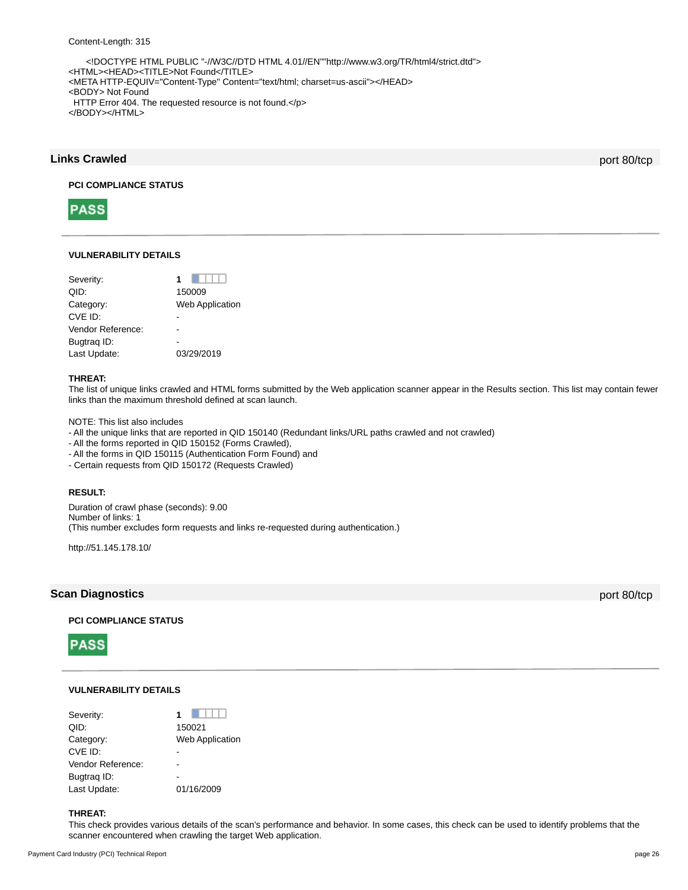Content-Length: 315

```
<!DOCTYPE HTML PUBLIC "-//W3C//DTD HTML 4.01//EN""http://www.w3.org/TR/html4/strict.dtd">
<HTML><HEAD><TITLE>Not Found</TITLE>
<META HTTP-EQUIV="Content-Type" Content="text/html; charset=us-ascii"></HEAD>
<BODY> Not Found
 HTTP Error 404. The requested resource is not found.</p>
</BODY></HTML>
```

## Links Crawled

port 80/tcp

**PCI COMPLIANCE STATUS**

**PASS**

**VULNERABILITY DETAILS**

| | |
|---|---|
| Severity: | **1** |
| QID: | 150009 |
| Category: | Web Application |
| CVE ID: | - |
| Vendor Reference: | - |
| Bugtraq ID: | - |
| Last Update: | 03/29/2019 |

**THREAT:**

The list of unique links crawled and HTML forms submitted by the Web application scanner appear in the Results section. This list may contain fewer links than the maximum threshold defined at scan launch.

NOTE: This list also includes
- All the unique links that are reported in QID 150140 (Redundant links/URL paths crawled and not crawled)
- All the forms reported in QID 150152 (Forms Crawled),
- All the forms in QID 150115 (Authentication Form Found) and
- Certain requests from QID 150172 (Requests Crawled)

**RESULT:**

Duration of crawl phase (seconds): 9.00
Number of links: 1
(This number excludes form requests and links re-requested during authentication.)

http://51.145.178.10/

## Scan Diagnostics

port 80/tcp

**PCI COMPLIANCE STATUS**

**PASS**

**VULNERABILITY DETAILS**

| | |
|---|---|
| Severity: | **1** |
| QID: | 150021 |
| Category: | Web Application |
| CVE ID: | - |
| Vendor Reference: | - |
| Bugtraq ID: | - |
| Last Update: | 01/16/2009 |

**THREAT:**

This check provides various details of the scan's performance and behavior. In some cases, this check can be used to identify problems that the scanner encountered when crawling the target Web application.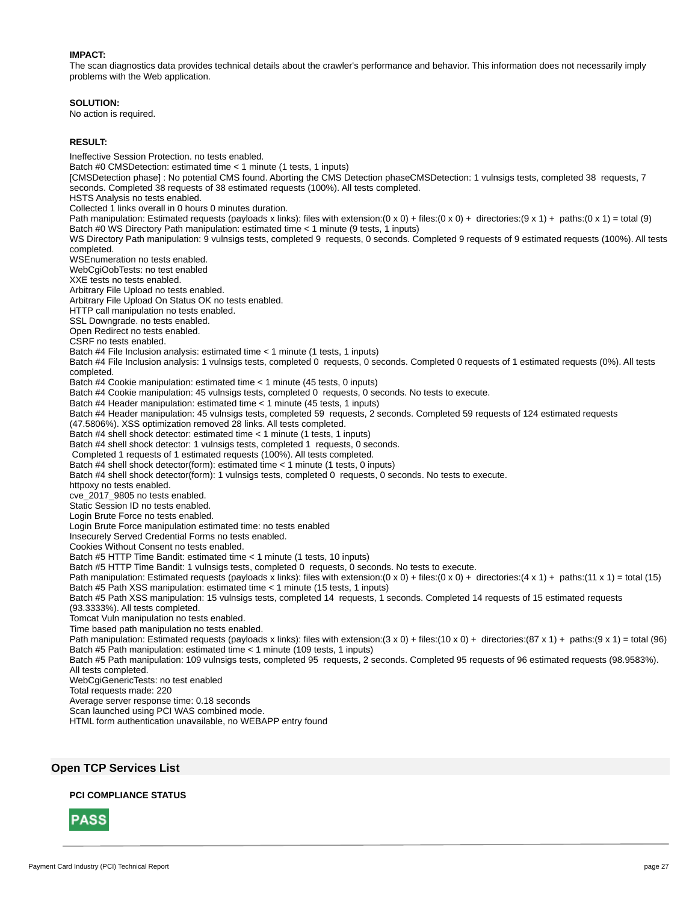**IMPACT:**
The scan diagnostics data provides technical details about the crawler's performance and behavior. This information does not necessarily imply problems with the Web application.

**SOLUTION:**
No action is required.

**RESULT:**

Ineffective Session Protection. no tests enabled.
Batch #0 CMSDetection: estimated time < 1 minute (1 tests, 1 inputs)
[CMSDetection phase] : No potential CMS found. Aborting the CMS Detection phaseCMSDetection: 1 vulnsigs tests, completed 38 requests, 7 seconds. Completed 38 requests of 38 estimated requests (100%). All tests completed.
HSTS Analysis no tests enabled.
Collected 1 links overall in 0 hours 0 minutes duration.
Path manipulation: Estimated requests (payloads x links): files with extension:(0 x 0) + files:(0 x 0) + directories:(9 x 1) + paths:(0 x 1) = total (9)
Batch #0 WS Directory Path manipulation: estimated time < 1 minute (9 tests, 1 inputs)
WS Directory Path manipulation: 9 vulnsigs tests, completed 9 requests, 0 seconds. Completed 9 requests of 9 estimated requests (100%). All tests completed.
WSEnumeration no tests enabled.
WebCgiOobTests: no test enabled
XXE tests no tests enabled.
Arbitrary File Upload no tests enabled.
Arbitrary File Upload On Status OK no tests enabled.
HTTP call manipulation no tests enabled.
SSL Downgrade. no tests enabled.
Open Redirect no tests enabled.
CSRF no tests enabled.
Batch #4 File Inclusion analysis: estimated time < 1 minute (1 tests, 1 inputs)
Batch #4 File Inclusion analysis: 1 vulnsigs tests, completed 0 requests, 0 seconds. Completed 0 requests of 1 estimated requests (0%). All tests completed.
Batch #4 Cookie manipulation: estimated time < 1 minute (45 tests, 0 inputs)
Batch #4 Cookie manipulation: 45 vulnsigs tests, completed 0 requests, 0 seconds. No tests to execute.
Batch #4 Header manipulation: estimated time < 1 minute (45 tests, 1 inputs)
Batch #4 Header manipulation: 45 vulnsigs tests, completed 59 requests, 2 seconds. Completed 59 requests of 124 estimated requests (47.5806%). XSS optimization removed 28 links. All tests completed.
Batch #4 shell shock detector: estimated time < 1 minute (1 tests, 1 inputs)
Batch #4 shell shock detector: 1 vulnsigs tests, completed 1 requests, 0 seconds.
Completed 1 requests of 1 estimated requests (100%). All tests completed.
Batch #4 shell shock detector(form): estimated time < 1 minute (1 tests, 0 inputs)
Batch #4 shell shock detector(form): 1 vulnsigs tests, completed 0 requests, 0 seconds. No tests to execute.
httpoxy no tests enabled.
cve_2017_9805 no tests enabled.
Static Session ID no tests enabled.
Login Brute Force no tests enabled.
Login Brute Force manipulation estimated time: no tests enabled
Insecurely Served Credential Forms no tests enabled.
Cookies Without Consent no tests enabled.
Batch #5 HTTP Time Bandit: estimated time < 1 minute (1 tests, 10 inputs)
Batch #5 HTTP Time Bandit: 1 vulnsigs tests, completed 0 requests, 0 seconds. No tests to execute.
Path manipulation: Estimated requests (payloads x links): files with extension:(0 x 0) + files:(0 x 0) + directories:(4 x 1) + paths:(11 x 1) = total (15)
Batch #5 Path XSS manipulation: estimated time < 1 minute (15 tests, 1 inputs)
Batch #5 Path XSS manipulation: 15 vulnsigs tests, completed 14 requests, 1 seconds. Completed 14 requests of 15 estimated requests (93.3333%). All tests completed.
Tomcat Vuln manipulation no tests enabled.
Time based path manipulation no tests enabled.
Path manipulation: Estimated requests (payloads x links): files with extension:(3 x 0) + files:(10 x 0) + directories:(87 x 1) + paths:(9 x 1) = total (96)
Batch #5 Path manipulation: estimated time < 1 minute (109 tests, 1 inputs)
Batch #5 Path manipulation: 109 vulnsigs tests, completed 95 requests, 2 seconds. Completed 95 requests of 96 estimated requests (98.9583%). All tests completed.
WebCgiGenericTests: no test enabled
Total requests made: 220
Average server response time: 0.18 seconds
Scan launched using PCI WAS combined mode.
HTML form authentication unavailable, no WEBAPP entry found

## Open TCP Services List

**PCI COMPLIANCE STATUS**

**PASS**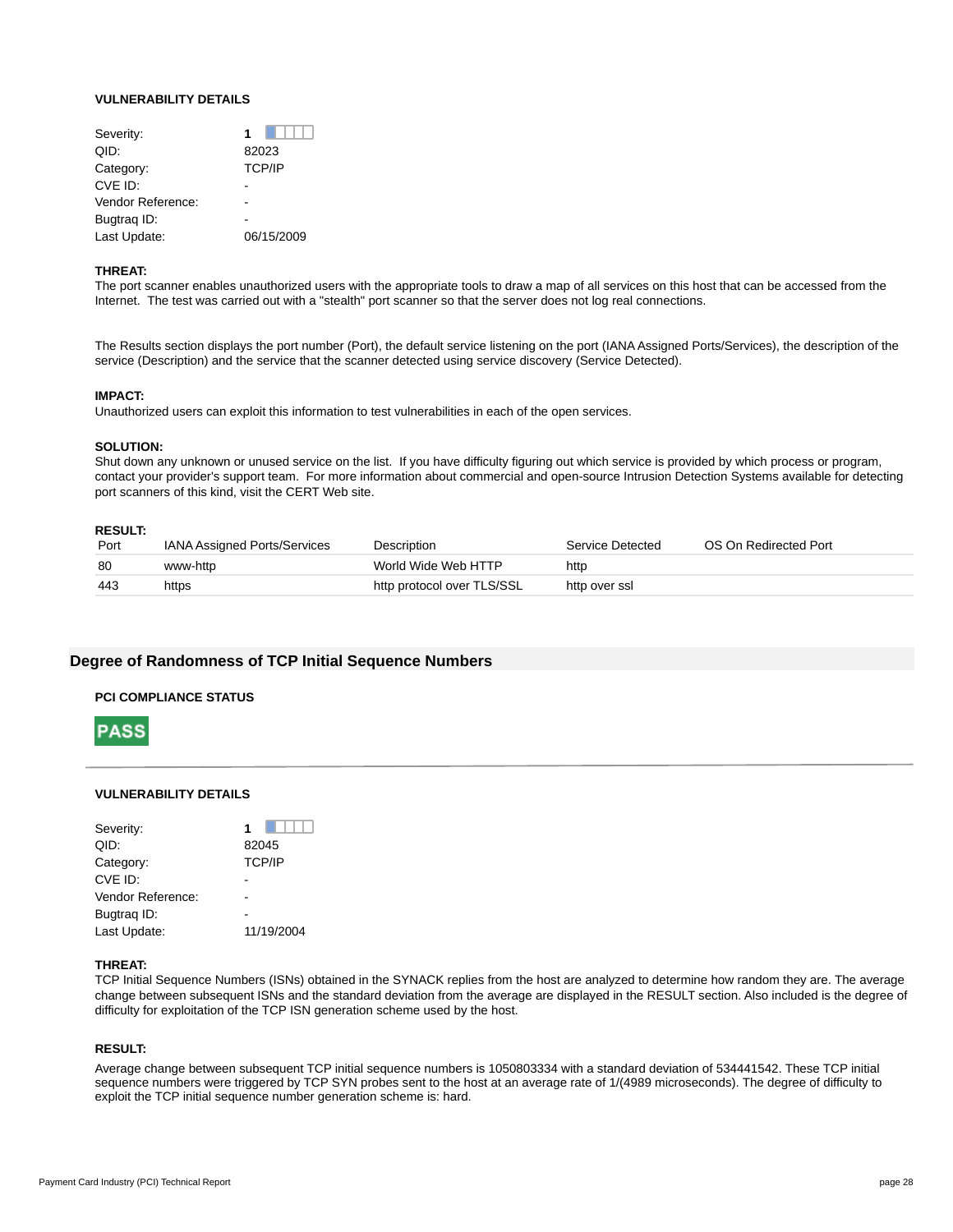#### VULNERABILITY DETAILS

| | |
|---|---|
| Severity: | **1** |
| QID: | 82023 |
| Category: | TCP/IP |
| CVE ID: | - |
| Vendor Reference: | - |
| Bugtraq ID: | - |
| Last Update: | 06/15/2009 |

**THREAT:**
The port scanner enables unauthorized users with the appropriate tools to draw a map of all services on this host that can be accessed from the Internet. The test was carried out with a "stealth" port scanner so that the server does not log real connections.

The Results section displays the port number (Port), the default service listening on the port (IANA Assigned Ports/Services), the description of the service (Description) and the service that the scanner detected using service discovery (Service Detected).

**IMPACT:**
Unauthorized users can exploit this information to test vulnerabilities in each of the open services.

**SOLUTION:**
Shut down any unknown or unused service on the list. If you have difficulty figuring out which service is provided by which process or program, contact your provider's support team. For more information about commercial and open-source Intrusion Detection Systems available for detecting port scanners of this kind, visit the CERT Web site.

**RESULT:**

| Port | IANA Assigned Ports/Services | Description | Service Detected | OS On Redirected Port |
|---|---|---|---|---|
| 80 | www-http | World Wide Web HTTP | http | |
| 443 | https | http protocol over TLS/SSL | http over ssl | |

## Degree of Randomness of TCP Initial Sequence Numbers

#### PCI COMPLIANCE STATUS

**PASS**

#### VULNERABILITY DETAILS

| | |
|---|---|
| Severity: | **1** |
| QID: | 82045 |
| Category: | TCP/IP |
| CVE ID: | - |
| Vendor Reference: | - |
| Bugtraq ID: | - |
| Last Update: | 11/19/2004 |

**THREAT:**
TCP Initial Sequence Numbers (ISNs) obtained in the SYNACK replies from the host are analyzed to determine how random they are. The average change between subsequent ISNs and the standard deviation from the average are displayed in the RESULT section. Also included is the degree of difficulty for exploitation of the TCP ISN generation scheme used by the host.

**RESULT:**

Average change between subsequent TCP initial sequence numbers is 1050803334 with a standard deviation of 534441542. These TCP initial sequence numbers were triggered by TCP SYN probes sent to the host at an average rate of 1/(4989 microseconds). The degree of difficulty to exploit the TCP initial sequence number generation scheme is: hard.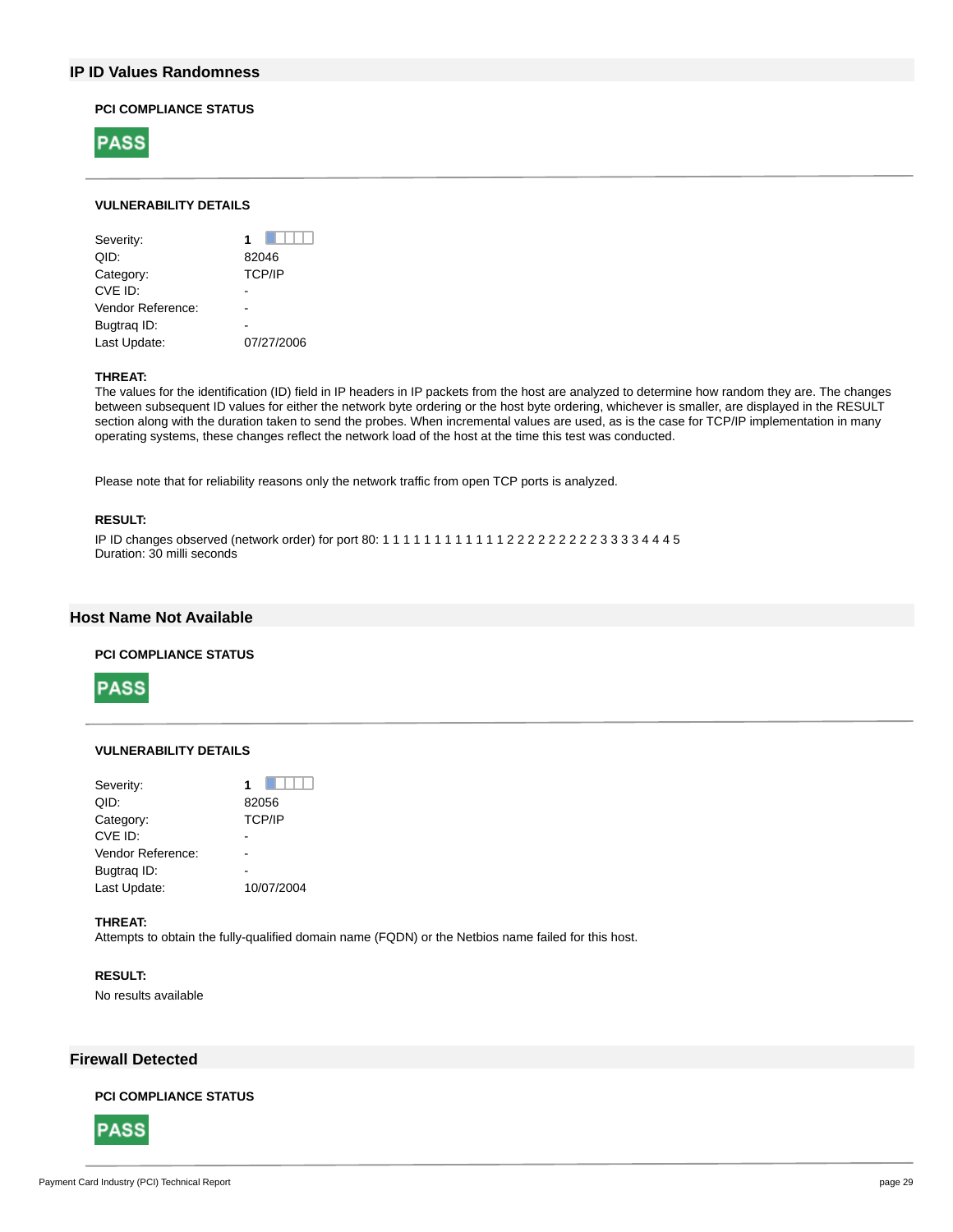## IP ID Values Randomness

### PCI COMPLIANCE STATUS

**PASS**

### VULNERABILITY DETAILS

| | |
|---|---|
| Severity: | **1** |
| QID: | 82046 |
| Category: | TCP/IP |
| CVE ID: | - |
| Vendor Reference: | - |
| Bugtraq ID: | - |
| Last Update: | 07/27/2006 |

**THREAT:**

The values for the identification (ID) field in IP headers in IP packets from the host are analyzed to determine how random they are. The changes between subsequent ID values for either the network byte ordering or the host byte ordering, whichever is smaller, are displayed in the RESULT section along with the duration taken to send the probes. When incremental values are used, as is the case for TCP/IP implementation in many operating systems, these changes reflect the network load of the host at the time this test was conducted.

Please note that for reliability reasons only the network traffic from open TCP ports is analyzed.

**RESULT:**

IP ID changes observed (network order) for port 80: 1 1 1 1 1 1 1 1 1 1 1 1 1 1 2 2 2 2 2 2 2 2 2 2 2 3 3 3 3 4 4 4 5
Duration: 30 milli seconds

## Host Name Not Available

### PCI COMPLIANCE STATUS

**PASS**

### VULNERABILITY DETAILS

| | |
|---|---|
| Severity: | **1** |
| QID: | 82056 |
| Category: | TCP/IP |
| CVE ID: | - |
| Vendor Reference: | - |
| Bugtraq ID: | - |
| Last Update: | 10/07/2004 |

**THREAT:**

Attempts to obtain the fully-qualified domain name (FQDN) or the Netbios name failed for this host.

**RESULT:**

No results available

## Firewall Detected

### PCI COMPLIANCE STATUS

**PASS**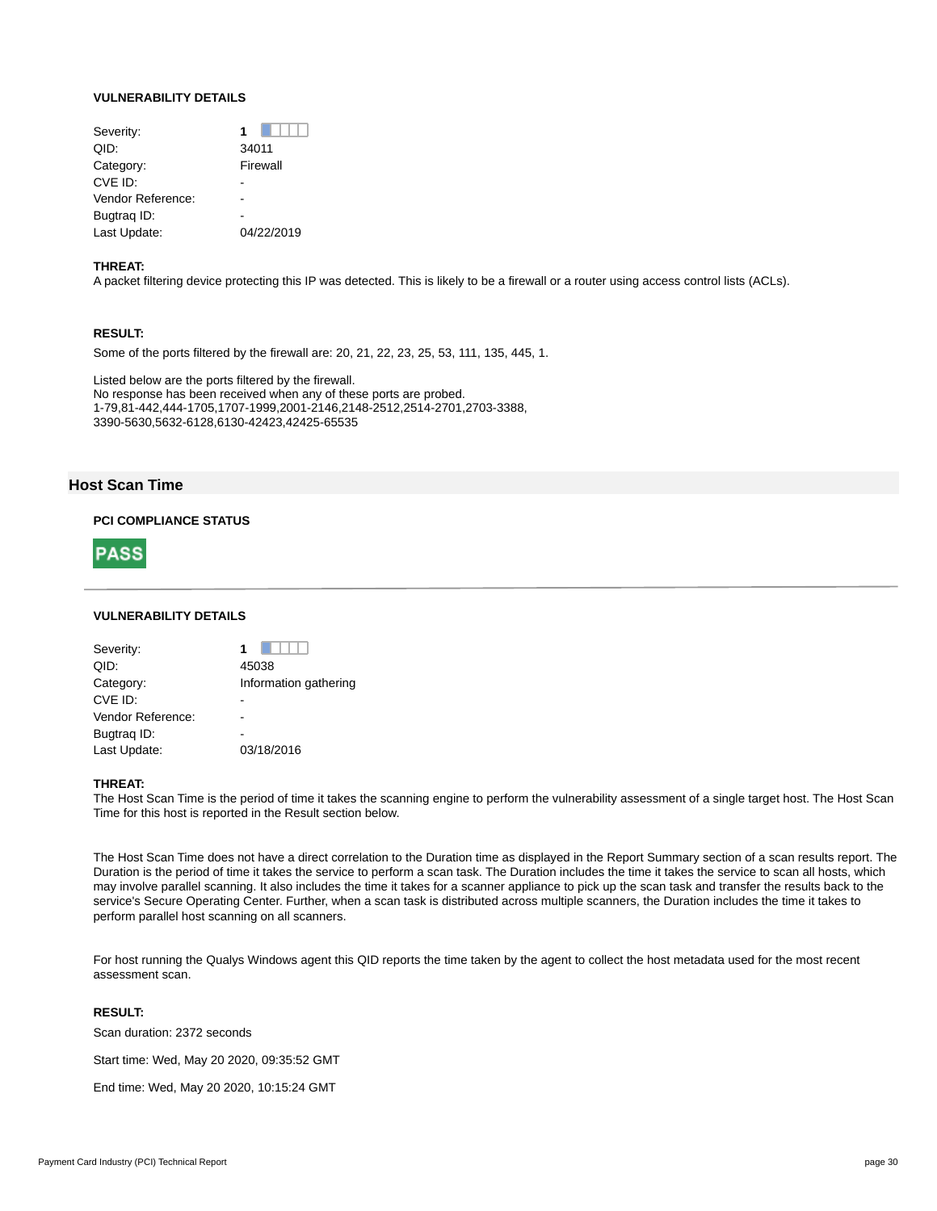#### VULNERABILITY DETAILS

| | |
|---|---|
| Severity: | 1 |
| QID: | 34011 |
| Category: | Firewall |
| CVE ID: | - |
| Vendor Reference: | - |
| Bugtraq ID: | - |
| Last Update: | 04/22/2019 |

**THREAT:**

A packet filtering device protecting this IP was detected. This is likely to be a firewall or a router using access control lists (ACLs).

**RESULT:**

Some of the ports filtered by the firewall are: 20, 21, 22, 23, 25, 53, 111, 135, 445, 1.

Listed below are the ports filtered by the firewall.
No response has been received when any of these ports are probed.
1-79,81-442,444-1705,1707-1999,2001-2146,2148-2512,2514-2701,2703-3388,
3390-5630,5632-6128,6130-42423,42425-65535

## Host Scan Time

#### PCI COMPLIANCE STATUS

**PASS**

---

#### VULNERABILITY DETAILS

| | |
|---|---|
| Severity: | 1 |
| QID: | 45038 |
| Category: | Information gathering |
| CVE ID: | - |
| Vendor Reference: | - |
| Bugtraq ID: | - |
| Last Update: | 03/18/2016 |

**THREAT:**

The Host Scan Time is the period of time it takes the scanning engine to perform the vulnerability assessment of a single target host. The Host Scan Time for this host is reported in the Result section below.

The Host Scan Time does not have a direct correlation to the Duration time as displayed in the Report Summary section of a scan results report. The Duration is the period of time it takes the service to perform a scan task. The Duration includes the time it takes the service to scan all hosts, which may involve parallel scanning. It also includes the time it takes for a scanner appliance to pick up the scan task and transfer the results back to the service's Secure Operating Center. Further, when a scan task is distributed across multiple scanners, the Duration includes the time it takes to perform parallel host scanning on all scanners.

For host running the Qualys Windows agent this QID reports the time taken by the agent to collect the host metadata used for the most recent assessment scan.

**RESULT:**

Scan duration: 2372 seconds

Start time: Wed, May 20 2020, 09:35:52 GMT

End time: Wed, May 20 2020, 10:15:24 GMT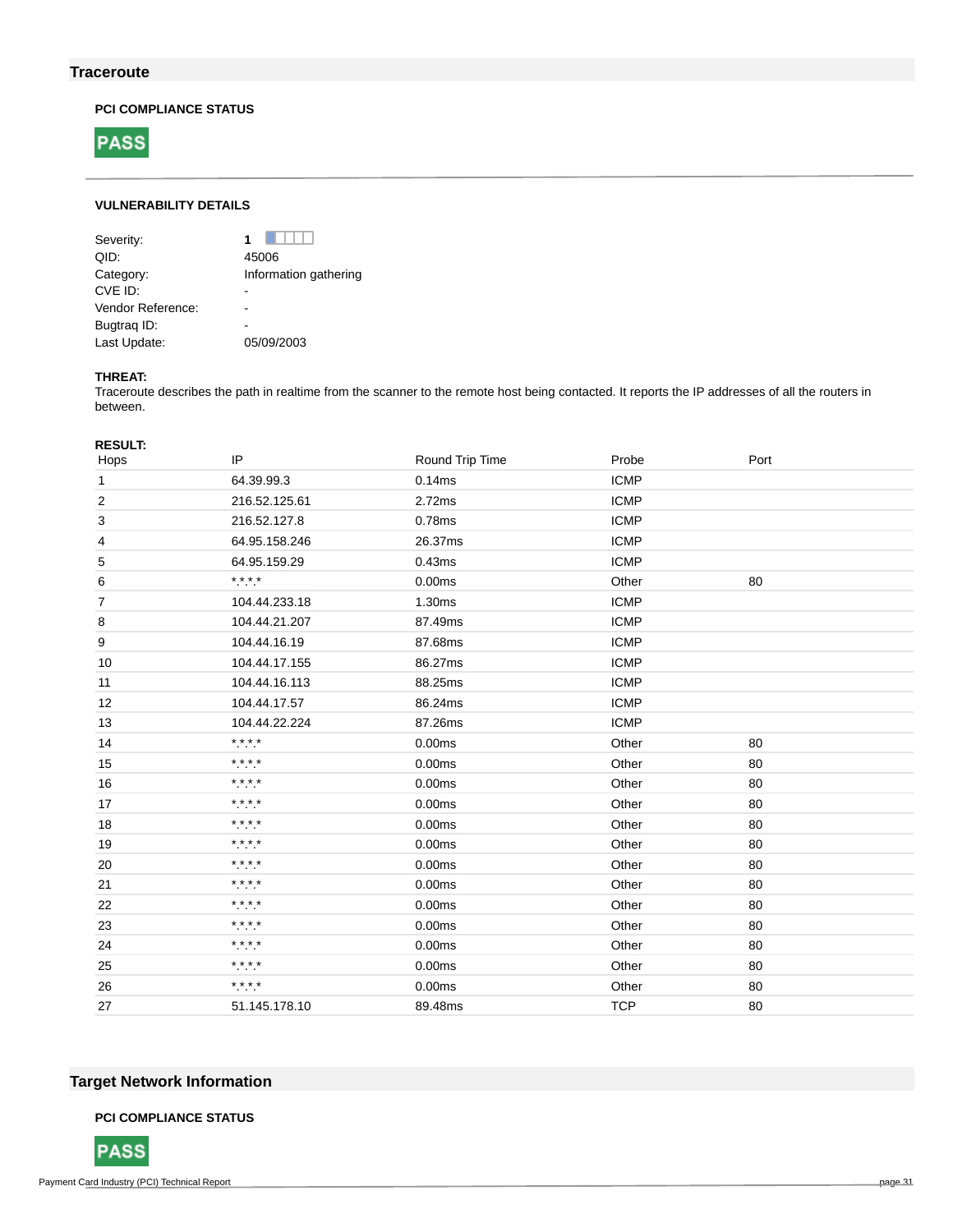## Traceroute

**PCI COMPLIANCE STATUS**

**PASS**

**VULNERABILITY DETAILS**

| | |
|---|---|
| Severity: | **1** |
| QID: | 45006 |
| Category: | Information gathering |
| CVE ID: | - |
| Vendor Reference: | - |
| Bugtraq ID: | - |
| Last Update: | 05/09/2003 |

**THREAT:**

Traceroute describes the path in realtime from the scanner to the remote host being contacted. It reports the IP addresses of all the routers in between.

**RESULT:**

| Hops | IP | Round Trip Time | Probe | Port |
|---|---|---|---|---|
| 1 | 64.39.99.3 | 0.14ms | ICMP | |
| 2 | 216.52.125.61 | 2.72ms | ICMP | |
| 3 | 216.52.127.8 | 0.78ms | ICMP | |
| 4 | 64.95.158.246 | 26.37ms | ICMP | |
| 5 | 64.95.159.29 | 0.43ms | ICMP | |
| 6 | *.*.*.* | 0.00ms | Other | 80 |
| 7 | 104.44.233.18 | 1.30ms | ICMP | |
| 8 | 104.44.21.207 | 87.49ms | ICMP | |
| 9 | 104.44.16.19 | 87.68ms | ICMP | |
| 10 | 104.44.17.155 | 86.27ms | ICMP | |
| 11 | 104.44.16.113 | 88.25ms | ICMP | |
| 12 | 104.44.17.57 | 86.24ms | ICMP | |
| 13 | 104.44.22.224 | 87.26ms | ICMP | |
| 14 | *.*.*.* | 0.00ms | Other | 80 |
| 15 | *.*.*.* | 0.00ms | Other | 80 |
| 16 | *.*.*.* | 0.00ms | Other | 80 |
| 17 | *.*.*.* | 0.00ms | Other | 80 |
| 18 | *.*.*.* | 0.00ms | Other | 80 |
| 19 | *.*.*.* | 0.00ms | Other | 80 |
| 20 | *.*.*.* | 0.00ms | Other | 80 |
| 21 | *.*.*.* | 0.00ms | Other | 80 |
| 22 | *.*.*.* | 0.00ms | Other | 80 |
| 23 | *.*.*.* | 0.00ms | Other | 80 |
| 24 | *.*.*.* | 0.00ms | Other | 80 |
| 25 | *.*.*.* | 0.00ms | Other | 80 |
| 26 | *.*.*.* | 0.00ms | Other | 80 |
| 27 | 51.145.178.10 | 89.48ms | TCP | 80 |

## Target Network Information

**PCI COMPLIANCE STATUS**

**PASS**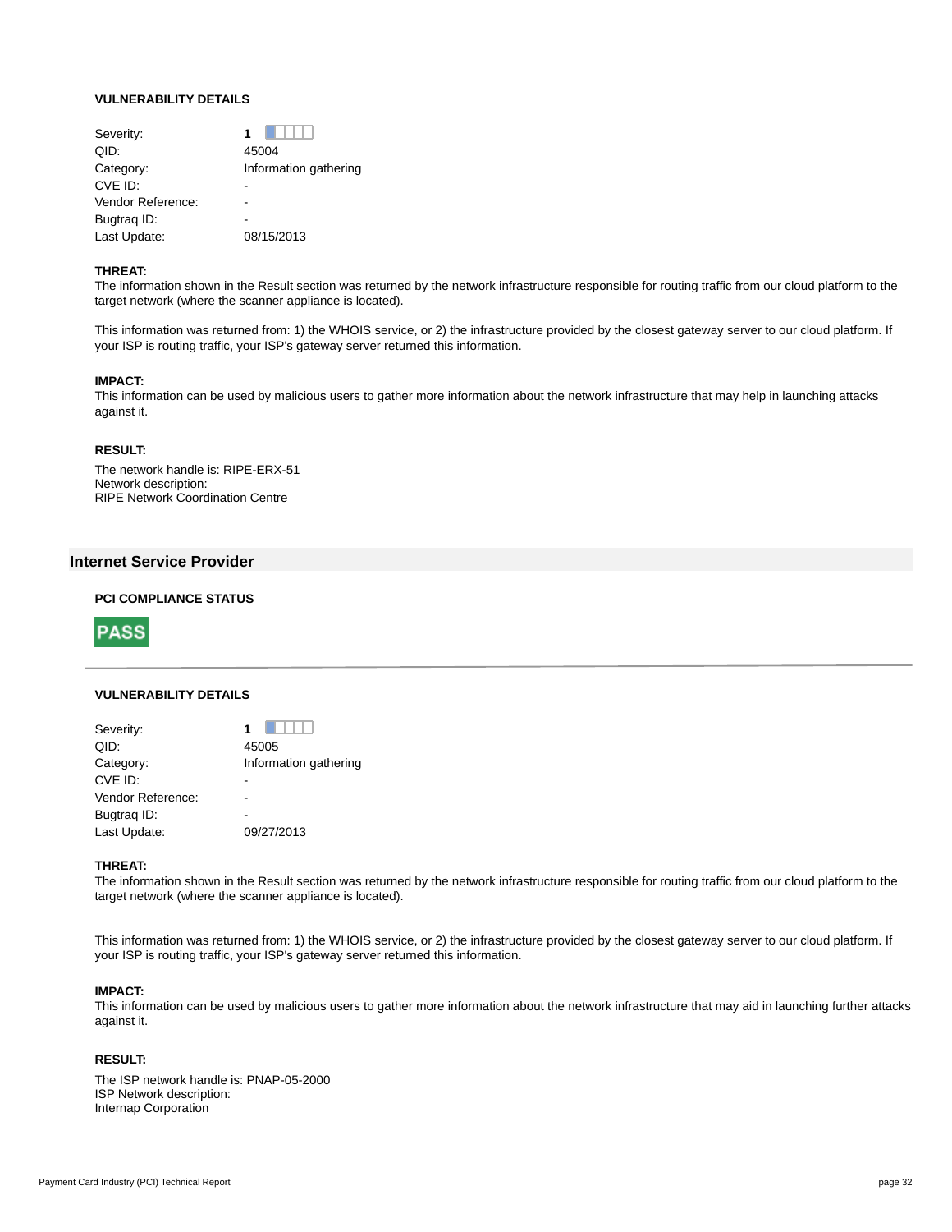#### VULNERABILITY DETAILS

| | |
|---|---|
| Severity: | **1** |
| QID: | 45004 |
| Category: | Information gathering |
| CVE ID: | - |
| Vendor Reference: | - |
| Bugtraq ID: | - |
| Last Update: | 08/15/2013 |

**THREAT:**
The information shown in the Result section was returned by the network infrastructure responsible for routing traffic from our cloud platform to the target network (where the scanner appliance is located).

This information was returned from: 1) the WHOIS service, or 2) the infrastructure provided by the closest gateway server to our cloud platform. If your ISP is routing traffic, your ISP's gateway server returned this information.

**IMPACT:**
This information can be used by malicious users to gather more information about the network infrastructure that may help in launching attacks against it.

**RESULT:**

The network handle is: RIPE-ERX-51
Network description:
RIPE Network Coordination Centre

## Internet Service Provider

#### PCI COMPLIANCE STATUS

**PASS**

---

#### VULNERABILITY DETAILS

| | |
|---|---|
| Severity: | **1** |
| QID: | 45005 |
| Category: | Information gathering |
| CVE ID: | - |
| Vendor Reference: | - |
| Bugtraq ID: | - |
| Last Update: | 09/27/2013 |

**THREAT:**
The information shown in the Result section was returned by the network infrastructure responsible for routing traffic from our cloud platform to the target network (where the scanner appliance is located).

This information was returned from: 1) the WHOIS service, or 2) the infrastructure provided by the closest gateway server to our cloud platform. If your ISP is routing traffic, your ISP's gateway server returned this information.

**IMPACT:**
This information can be used by malicious users to gather more information about the network infrastructure that may aid in launching further attacks against it.

**RESULT:**

The ISP network handle is: PNAP-05-2000
ISP Network description:
Internap Corporation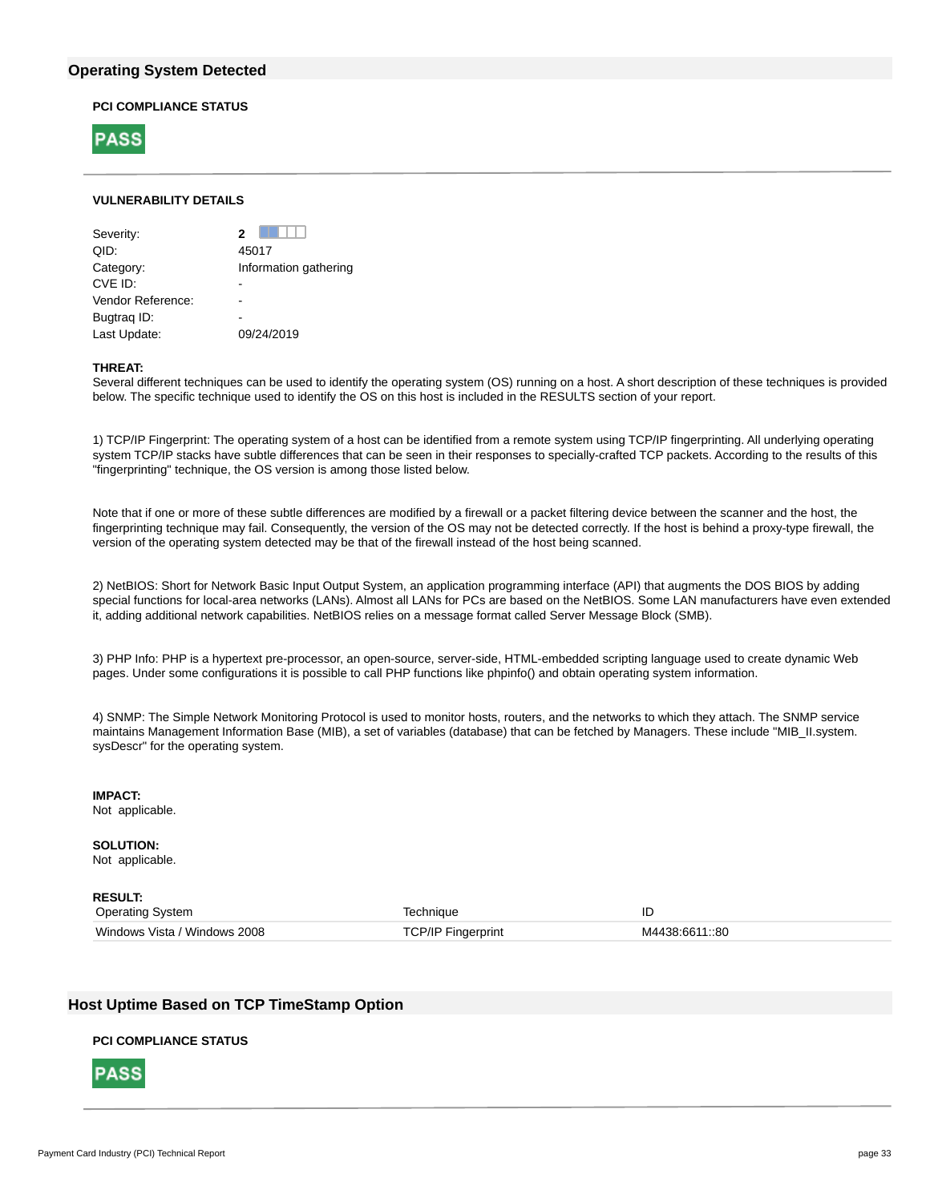## Operating System Detected

**PCI COMPLIANCE STATUS**

**PASS**

**VULNERABILITY DETAILS**

| | |
|---|---|
| Severity: | **2** |
| QID: | 45017 |
| Category: | Information gathering |
| CVE ID: | - |
| Vendor Reference: | - |
| Bugtraq ID: | - |
| Last Update: | 09/24/2019 |

**THREAT:**
Several different techniques can be used to identify the operating system (OS) running on a host. A short description of these techniques is provided below. The specific technique used to identify the OS on this host is included in the RESULTS section of your report.

1) TCP/IP Fingerprint: The operating system of a host can be identified from a remote system using TCP/IP fingerprinting. All underlying operating system TCP/IP stacks have subtle differences that can be seen in their responses to specially-crafted TCP packets. According to the results of this "fingerprinting" technique, the OS version is among those listed below.

Note that if one or more of these subtle differences are modified by a firewall or a packet filtering device between the scanner and the host, the fingerprinting technique may fail. Consequently, the version of the OS may not be detected correctly. If the host is behind a proxy-type firewall, the version of the operating system detected may be that of the firewall instead of the host being scanned.

2) NetBIOS: Short for Network Basic Input Output System, an application programming interface (API) that augments the DOS BIOS by adding special functions for local-area networks (LANs). Almost all LANs for PCs are based on the NetBIOS. Some LAN manufacturers have even extended it, adding additional network capabilities. NetBIOS relies on a message format called Server Message Block (SMB).

3) PHP Info: PHP is a hypertext pre-processor, an open-source, server-side, HTML-embedded scripting language used to create dynamic Web pages. Under some configurations it is possible to call PHP functions like phpinfo() and obtain operating system information.

4) SNMP: The Simple Network Monitoring Protocol is used to monitor hosts, routers, and the networks to which they attach. The SNMP service maintains Management Information Base (MIB), a set of variables (database) that can be fetched by Managers. These include "MIB_II.system. sysDescr" for the operating system.

**IMPACT:**
Not applicable.

**SOLUTION:**
Not applicable.

**RESULT:**

| Operating System | Technique | ID |
|---|---|---|
| Windows Vista / Windows 2008 | TCP/IP Fingerprint | M4438:6611::80 |

## Host Uptime Based on TCP TimeStamp Option

**PCI COMPLIANCE STATUS**

**PASS**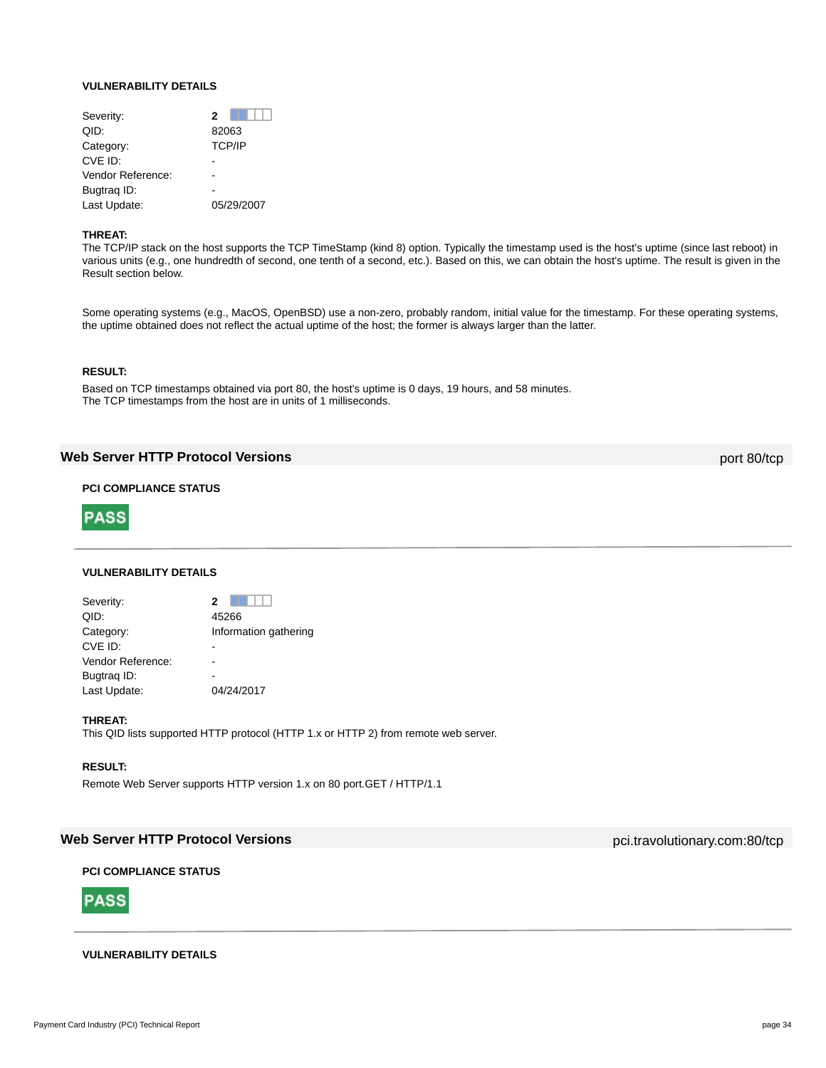#### VULNERABILITY DETAILS

| | |
|---|---|
| Severity: | **2** |
| QID: | 82063 |
| Category: | TCP/IP |
| CVE ID: | - |
| Vendor Reference: | - |
| Bugtraq ID: | - |
| Last Update: | 05/29/2007 |

**THREAT:**

The TCP/IP stack on the host supports the TCP TimeStamp (kind 8) option. Typically the timestamp used is the host's uptime (since last reboot) in various units (e.g., one hundredth of second, one tenth of a second, etc.). Based on this, we can obtain the host's uptime. The result is given in the Result section below.

Some operating systems (e.g., MacOS, OpenBSD) use a non-zero, probably random, initial value for the timestamp. For these operating systems, the uptime obtained does not reflect the actual uptime of the host; the former is always larger than the latter.

**RESULT:**

Based on TCP timestamps obtained via port 80, the host's uptime is 0 days, 19 hours, and 58 minutes.
The TCP timestamps from the host are in units of 1 milliseconds.

### Web Server HTTP Protocol Versions — port 80/tcp

#### PCI COMPLIANCE STATUS

**PASS**

#### VULNERABILITY DETAILS

| | |
|---|---|
| Severity: | **2** |
| QID: | 45266 |
| Category: | Information gathering |
| CVE ID: | - |
| Vendor Reference: | - |
| Bugtraq ID: | - |
| Last Update: | 04/24/2017 |

**THREAT:**

This QID lists supported HTTP protocol (HTTP 1.x or HTTP 2) from remote web server.

**RESULT:**

Remote Web Server supports HTTP version 1.x on 80 port.GET / HTTP/1.1

### Web Server HTTP Protocol Versions — pci.travolutionary.com:80/tcp

#### PCI COMPLIANCE STATUS

**PASS**

#### VULNERABILITY DETAILS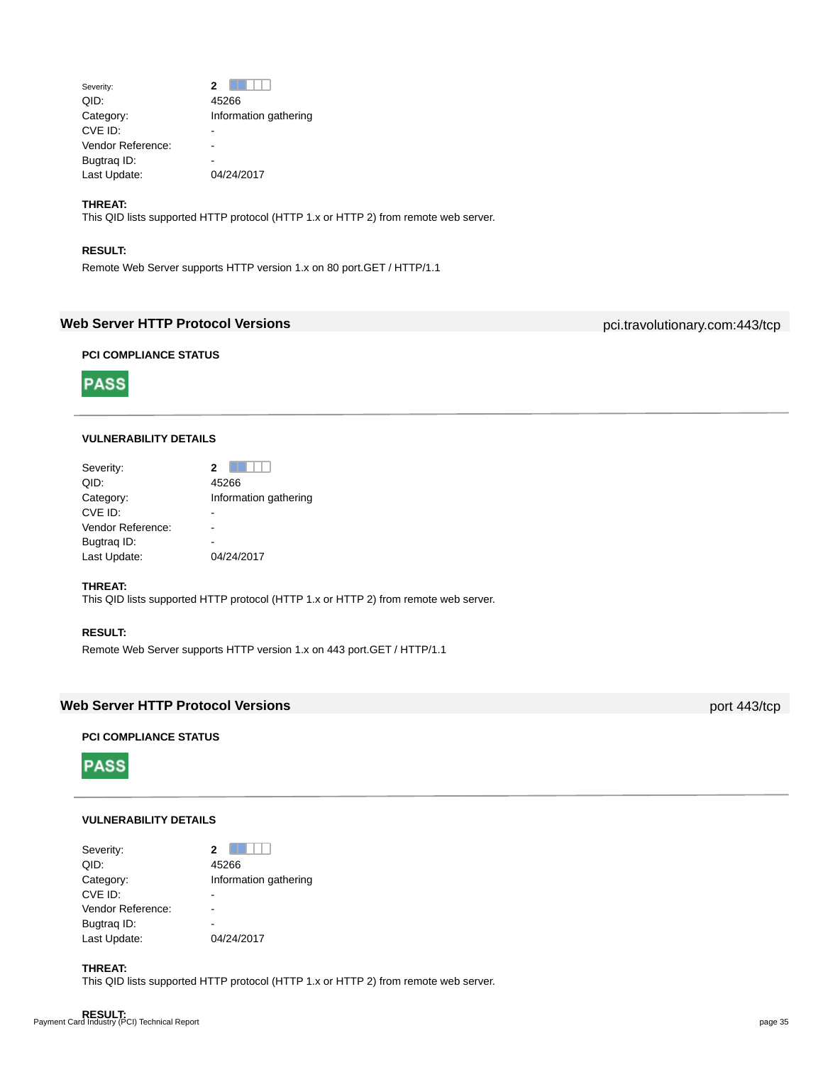| | |
|---|---|
| Severity: | 2 |
| QID: | 45266 |
| Category: | Information gathering |
| CVE ID: | - |
| Vendor Reference: | - |
| Bugtraq ID: | - |
| Last Update: | 04/24/2017 |

**THREAT:**
This QID lists supported HTTP protocol (HTTP 1.x or HTTP 2) from remote web server.

**RESULT:**
Remote Web Server supports HTTP version 1.x on 80 port.GET / HTTP/1.1

## Web Server HTTP Protocol Versions

pci.travolutionary.com:443/tcp

**PCI COMPLIANCE STATUS**

**PASS**

**VULNERABILITY DETAILS**

| | |
|---|---|
| Severity: | 2 |
| QID: | 45266 |
| Category: | Information gathering |
| CVE ID: | - |
| Vendor Reference: | - |
| Bugtraq ID: | - |
| Last Update: | 04/24/2017 |

**THREAT:**
This QID lists supported HTTP protocol (HTTP 1.x or HTTP 2) from remote web server.

**RESULT:**
Remote Web Server supports HTTP version 1.x on 443 port.GET / HTTP/1.1

## Web Server HTTP Protocol Versions

port 443/tcp

**PCI COMPLIANCE STATUS**

**PASS**

**VULNERABILITY DETAILS**

| | |
|---|---|
| Severity: | 2 |
| QID: | 45266 |
| Category: | Information gathering |
| CVE ID: | - |
| Vendor Reference: | - |
| Bugtraq ID: | - |
| Last Update: | 04/24/2017 |

**THREAT:**
This QID lists supported HTTP protocol (HTTP 1.x or HTTP 2) from remote web server.

**RESULT:**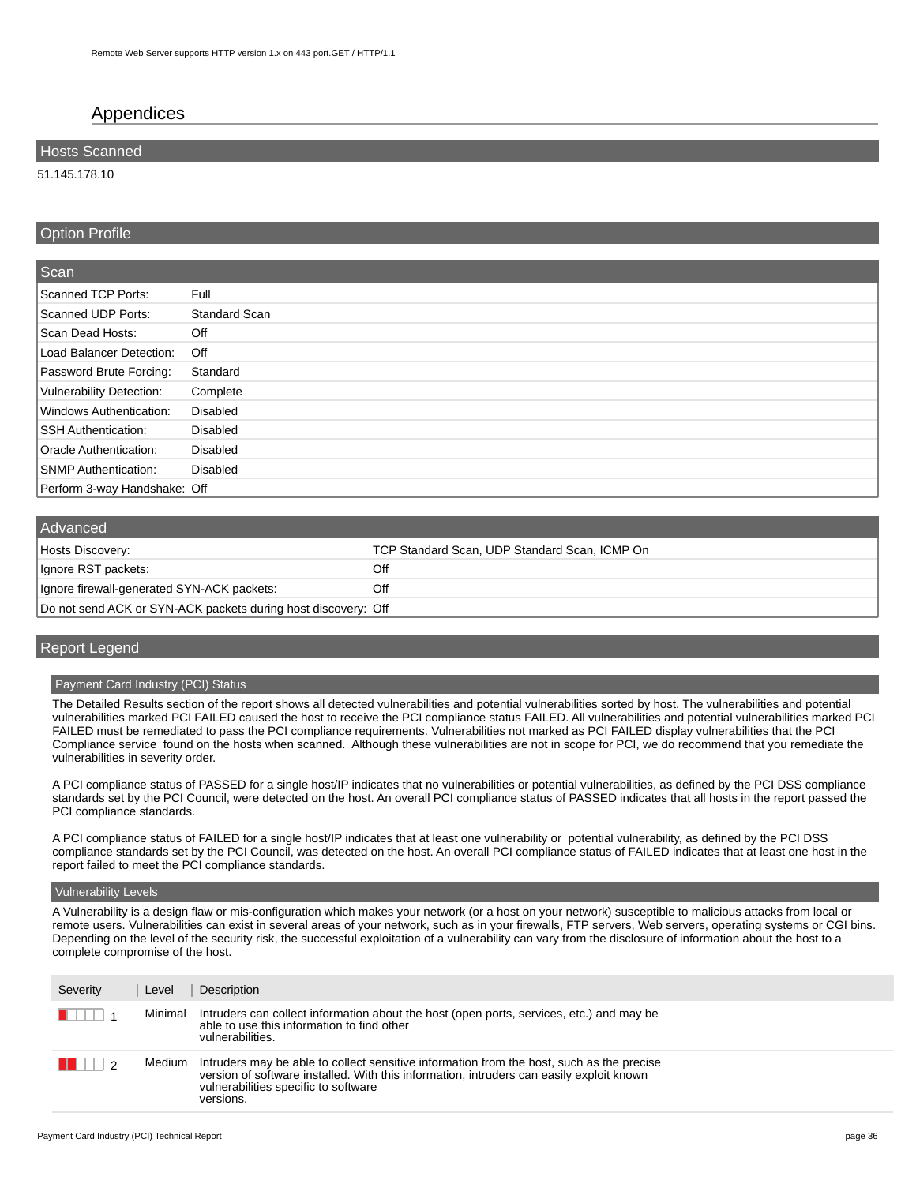Remote Web Server supports HTTP version 1.x on 443 port.GET / HTTP/1.1

# Appendices

## Hosts Scanned

51.145.178.10

## Option Profile

### Scan

| | |
|---|---|
| Scanned TCP Ports: | Full |
| Scanned UDP Ports: | Standard Scan |
| Scan Dead Hosts: | Off |
| Load Balancer Detection: | Off |
| Password Brute Forcing: | Standard |
| Vulnerability Detection: | Complete |
| Windows Authentication: | Disabled |
| SSH Authentication: | Disabled |
| Oracle Authentication: | Disabled |
| SNMP Authentication: | Disabled |
| Perform 3-way Handshake: | Off |

### Advanced

| | |
|---|---|
| Hosts Discovery: | TCP Standard Scan, UDP Standard Scan, ICMP On |
| Ignore RST packets: | Off |
| Ignore firewall-generated SYN-ACK packets: | Off |
| Do not send ACK or SYN-ACK packets during host discovery: | Off |

## Report Legend

### Payment Card Industry (PCI) Status

The Detailed Results section of the report shows all detected vulnerabilities and potential vulnerabilities sorted by host. The vulnerabilities and potential vulnerabilities marked PCI FAILED caused the host to receive the PCI compliance status FAILED. All vulnerabilities and potential vulnerabilities marked PCI FAILED must be remediated to pass the PCI compliance requirements. Vulnerabilities not marked as PCI FAILED display vulnerabilities that the PCI Compliance service found on the hosts when scanned. Although these vulnerabilities are not in scope for PCI, we do recommend that you remediate the vulnerabilities in severity order.

A PCI compliance status of PASSED for a single host/IP indicates that no vulnerabilities or potential vulnerabilities, as defined by the PCI DSS compliance standards set by the PCI Council, were detected on the host. An overall PCI compliance status of PASSED indicates that all hosts in the report passed the PCI compliance standards.

A PCI compliance status of FAILED for a single host/IP indicates that at least one vulnerability or potential vulnerability, as defined by the PCI DSS compliance standards set by the PCI Council, was detected on the host. An overall PCI compliance status of FAILED indicates that at least one host in the report failed to meet the PCI compliance standards.

### Vulnerability Levels

A Vulnerability is a design flaw or mis-configuration which makes your network (or a host on your network) susceptible to malicious attacks from local or remote users. Vulnerabilities can exist in several areas of your network, such as in your firewalls, FTP servers, Web servers, operating systems or CGI bins. Depending on the level of the security risk, the successful exploitation of a vulnerability can vary from the disclosure of information about the host to a complete compromise of the host.

| Severity | Level | Description |
|---|---|---|
| 1 | Minimal | Intruders can collect information about the host (open ports, services, etc.) and may be able to use this information to find other vulnerabilities. |
| 2 | Medium | Intruders may be able to collect sensitive information from the host, such as the precise version of software installed. With this information, intruders can easily exploit known vulnerabilities specific to software versions. |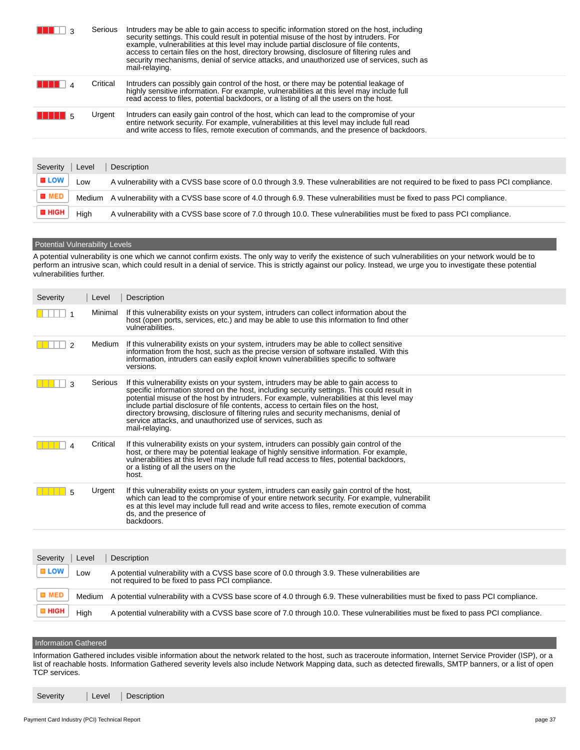| Severity | Level | Description |
|---|---|---|
| 3 | Serious | Intruders may be able to gain access to specific information stored on the host, including security settings. This could result in potential misuse of the host by intruders. For example, vulnerabilities at this level may include partial disclosure of file contents, access to certain files on the host, directory browsing, disclosure of filtering rules and security mechanisms, denial of service attacks, and unauthorized use of services, such as mail-relaying. |
| 4 | Critical | Intruders can possibly gain control of the host, or there may be potential leakage of highly sensitive information. For example, vulnerabilities at this level may include full read access to files, potential backdoors, or a listing of all the users on the host. |
| 5 | Urgent | Intruders can easily gain control of the host, which can lead to the compromise of your entire network security. For example, vulnerabilities at this level may include full read and write access to files, remote execution of commands, and the presence of backdoors. |

| Severity | Level | Description |
|---|---|---|
| LOW | Low | A vulnerability with a CVSS base score of 0.0 through 3.9. These vulnerabilities are not required to be fixed to pass PCI compliance. |
| MED | Medium | A vulnerability with a CVSS base score of 4.0 through 6.9. These vulnerabilities must be fixed to pass PCI compliance. |
| HIGH | High | A vulnerability with a CVSS base score of 7.0 through 10.0. These vulnerabilities must be fixed to pass PCI compliance. |

## Potential Vulnerability Levels

A potential vulnerability is one which we cannot confirm exists. The only way to verify the existence of such vulnerabilities on your network would be to perform an intrusive scan, which could result in a denial of service. This is strictly against our policy. Instead, we urge you to investigate these potential vulnerabilities further.

| Severity | Level | Description |
|---|---|---|
| 1 | Minimal | If this vulnerability exists on your system, intruders can collect information about the host (open ports, services, etc.) and may be able to use this information to find other vulnerabilities. |
| 2 | Medium | If this vulnerability exists on your system, intruders may be able to collect sensitive information from the host, such as the precise version of software installed. With this information, intruders can easily exploit known vulnerabilities specific to software versions. |
| 3 | Serious | If this vulnerability exists on your system, intruders may be able to gain access to specific information stored on the host, including security settings. This could result in potential misuse of the host by intruders. For example, vulnerabilities at this level may include partial disclosure of file contents, access to certain files on the host, directory browsing, disclosure of filtering rules and security mechanisms, denial of service attacks, and unauthorized use of services, such as mail-relaying. |
| 4 | Critical | If this vulnerability exists on your system, intruders can possibly gain control of the host, or there may be potential leakage of highly sensitive information. For example, vulnerabilities at this level may include full read access to files, potential backdoors, or a listing of all the users on the host. |
| 5 | Urgent | If this vulnerability exists on your system, intruders can easily gain control of the host, which can lead to the compromise of your entire network security. For example, vulnerabilit es at this level may include full read and write access to files, remote execution of comma ds, and the presence of backdoors. |

| Severity | Level | Description |
|---|---|---|
| LOW | Low | A potential vulnerability with a CVSS base score of 0.0 through 3.9. These vulnerabilities are not required to be fixed to pass PCI compliance. |
| MED | Medium | A potential vulnerability with a CVSS base score of 4.0 through 6.9. These vulnerabilities must be fixed to pass PCI compliance. |
| HIGH | High | A potential vulnerability with a CVSS base score of 7.0 through 10.0. These vulnerabilities must be fixed to pass PCI compliance. |

## Information Gathered

Information Gathered includes visible information about the network related to the host, such as traceroute information, Internet Service Provider (ISP), or a list of reachable hosts. Information Gathered severity levels also include Network Mapping data, such as detected firewalls, SMTP banners, or a list of open TCP services.

| Severity | Level | Description |
|---|---|---|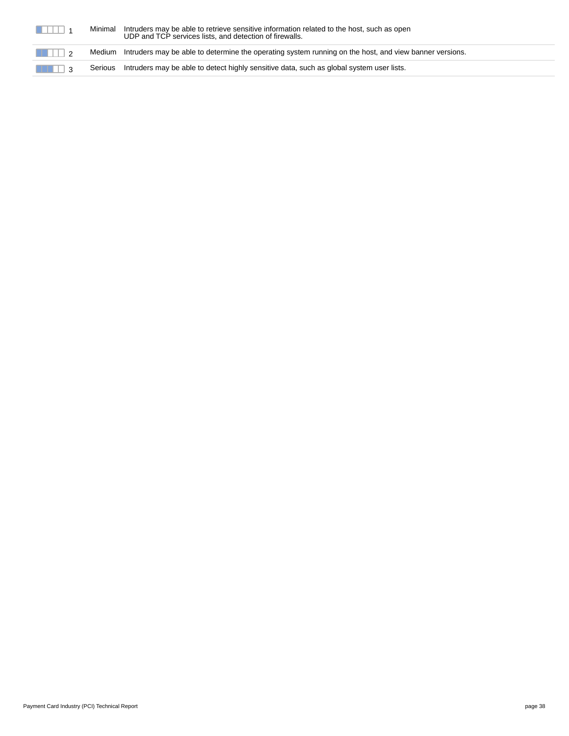| | | |
|---|---|---|
| 1 | Minimal | Intruders may be able to retrieve sensitive information related to the host, such as open UDP and TCP services lists, and detection of firewalls. |
| 2 | Medium | Intruders may be able to determine the operating system running on the host, and view banner versions. |
| 3 | Serious | Intruders may be able to detect highly sensitive data, such as global system user lists. |